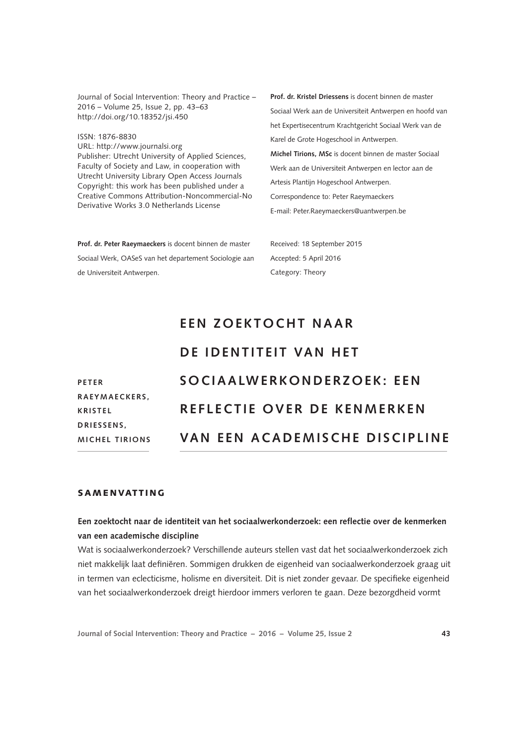Journal of Social Intervention: Theory and Practice – 2016 – Volume 25, Issue 2, pp. 43–63
http://doi.org/10.18352/jsi.450

ISSN: 1876-8830
URL: http://www.journalsi.org
Publisher: Utrecht University of Applied Sciences, Faculty of Society and Law, in cooperation with Utrecht University Library Open Access Journals
Copyright: this work has been published under a Creative Commons Attribution-Noncommercial-No Derivative Works 3.0 Netherlands License

**Prof. dr. Peter Raeymaeckers** is docent binnen de master Sociaal Werk, OASeS van het departement Sociologie aan de Universiteit Antwerpen.

**Prof. dr. Kristel Driessens** is docent binnen de master Sociaal Werk aan de Universiteit Antwerpen en hoofd van het Expertisecentrum Krachtgericht Sociaal Werk van de Karel de Grote Hogeschool in Antwerpen.

**Michel Tirions, MSc** is docent binnen de master Sociaal Werk aan de Universiteit Antwerpen en lector aan de Artesis Plantijn Hogeschool Antwerpen.

Correspondence to: Peter Raeymaeckers
E-mail: Peter.Raeymaeckers@uantwerpen.be

Received: 18 September 2015
Accepted: 5 April 2016
Category: Theory

PETER RAEYMAECKERS, KRISTEL DRIESSENS, MICHEL TIRIONS

# EEN ZOEKTOCHT NAAR DE IDENTITEIT VAN HET SOCIAALWERKONDERZOEK: EEN REFLECTIE OVER DE KENMERKEN VAN EEN ACADEMISCHE DISCIPLINE

## SAMENVATTING

**Een zoektocht naar de identiteit van het sociaalwerkonderzoek: een reflectie over de kenmerken van een academische discipline**

Wat is sociaalwerkonderzoek? Verschillende auteurs stellen vast dat het sociaalwerkonderzoek zich niet makkelijk laat definiëren. Sommigen drukken de eigenheid van sociaalwerkonderzoek graag uit in termen van eclecticisme, holisme en diversiteit. Dit is niet zonder gevaar. De specifieke eigenheid van het sociaalwerkonderzoek dreigt hierdoor immers verloren te gaan. Deze bezorgdheid vormt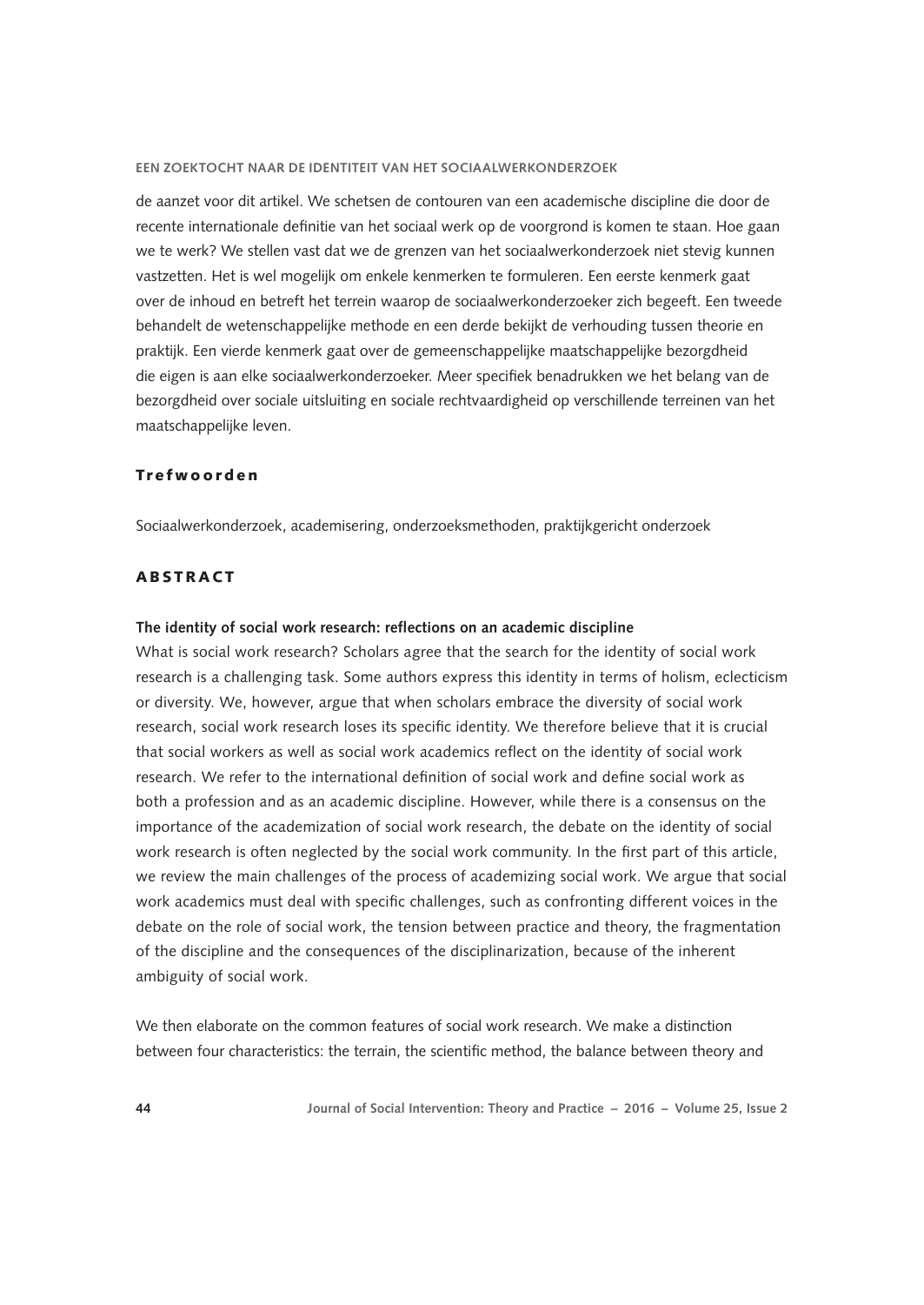de aanzet voor dit artikel. We schetsen de contouren van een academische discipline die door de recente internationale definitie van het sociaal werk op de voorgrond is komen te staan. Hoe gaan we te werk? We stellen vast dat we de grenzen van het sociaalwerkonderzoek niet stevig kunnen vastzetten. Het is wel mogelijk om enkele kenmerken te formuleren. Een eerste kenmerk gaat over de inhoud en betreft het terrein waarop de sociaalwerkonderzoeker zich begeeft. Een tweede behandelt de wetenschappelijke methode en een derde bekijkt de verhouding tussen theorie en praktijk. Een vierde kenmerk gaat over de gemeenschappelijke maatschappelijke bezorgdheid die eigen is aan elke sociaalwerkonderzoeker. Meer specifiek benadrukken we het belang van de bezorgdheid over sociale uitsluiting en sociale rechtvaardigheid op verschillende terreinen van het maatschappelijke leven.

## Trefwoorden

Sociaalwerkonderzoek, academisering, onderzoeksmethoden, praktijkgericht onderzoek

## ABSTRACT

**The identity of social work research: reflections on an academic discipline**

What is social work research? Scholars agree that the search for the identity of social work research is a challenging task. Some authors express this identity in terms of holism, eclecticism or diversity. We, however, argue that when scholars embrace the diversity of social work research, social work research loses its specific identity. We therefore believe that it is crucial that social workers as well as social work academics reflect on the identity of social work research. We refer to the international definition of social work and define social work as both a profession and as an academic discipline. However, while there is a consensus on the importance of the academization of social work research, the debate on the identity of social work research is often neglected by the social work community. In the first part of this article, we review the main challenges of the process of academizing social work. We argue that social work academics must deal with specific challenges, such as confronting different voices in the debate on the role of social work, the tension between practice and theory, the fragmentation of the discipline and the consequences of the disciplinarization, because of the inherent ambiguity of social work.

We then elaborate on the common features of social work research. We make a distinction between four characteristics: the terrain, the scientific method, the balance between theory and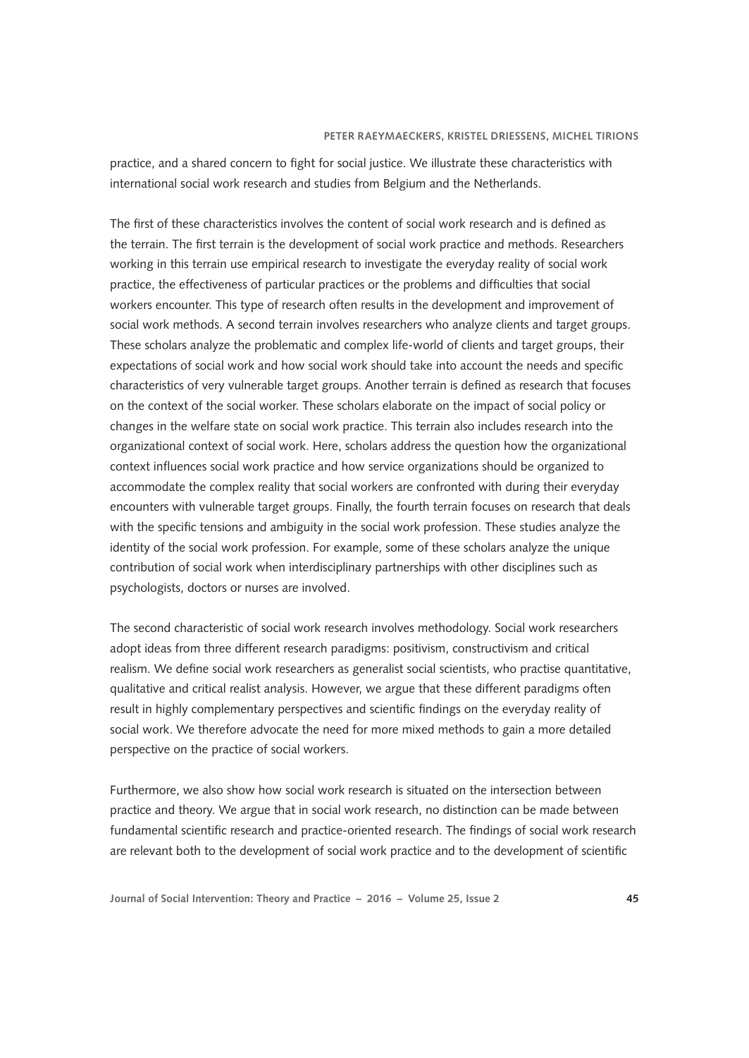practice, and a shared concern to fight for social justice. We illustrate these characteristics with international social work research and studies from Belgium and the Netherlands.

The first of these characteristics involves the content of social work research and is defined as the terrain. The first terrain is the development of social work practice and methods. Researchers working in this terrain use empirical research to investigate the everyday reality of social work practice, the effectiveness of particular practices or the problems and difficulties that social workers encounter. This type of research often results in the development and improvement of social work methods. A second terrain involves researchers who analyze clients and target groups. These scholars analyze the problematic and complex life-world of clients and target groups, their expectations of social work and how social work should take into account the needs and specific characteristics of very vulnerable target groups. Another terrain is defined as research that focuses on the context of the social worker. These scholars elaborate on the impact of social policy or changes in the welfare state on social work practice. This terrain also includes research into the organizational context of social work. Here, scholars address the question how the organizational context influences social work practice and how service organizations should be organized to accommodate the complex reality that social workers are confronted with during their everyday encounters with vulnerable target groups. Finally, the fourth terrain focuses on research that deals with the specific tensions and ambiguity in the social work profession. These studies analyze the identity of the social work profession. For example, some of these scholars analyze the unique contribution of social work when interdisciplinary partnerships with other disciplines such as psychologists, doctors or nurses are involved.

The second characteristic of social work research involves methodology. Social work researchers adopt ideas from three different research paradigms: positivism, constructivism and critical realism. We define social work researchers as generalist social scientists, who practise quantitative, qualitative and critical realist analysis. However, we argue that these different paradigms often result in highly complementary perspectives and scientific findings on the everyday reality of social work. We therefore advocate the need for more mixed methods to gain a more detailed perspective on the practice of social workers.

Furthermore, we also show how social work research is situated on the intersection between practice and theory. We argue that in social work research, no distinction can be made between fundamental scientific research and practice-oriented research. The findings of social work research are relevant both to the development of social work practice and to the development of scientific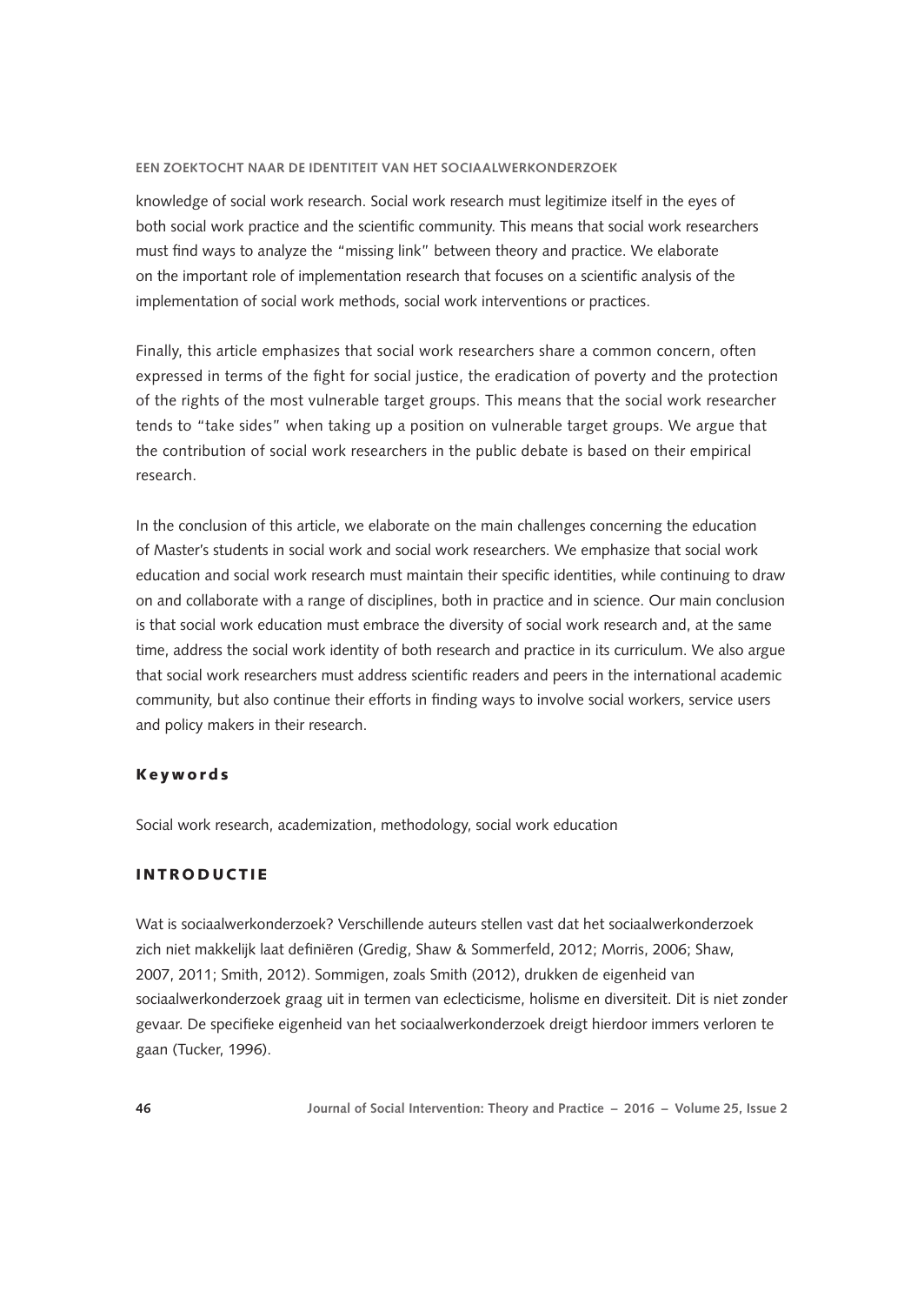knowledge of social work research. Social work research must legitimize itself in the eyes of both social work practice and the scientific community. This means that social work researchers must find ways to analyze the "missing link" between theory and practice. We elaborate on the important role of implementation research that focuses on a scientific analysis of the implementation of social work methods, social work interventions or practices.

Finally, this article emphasizes that social work researchers share a common concern, often expressed in terms of the fight for social justice, the eradication of poverty and the protection of the rights of the most vulnerable target groups. This means that the social work researcher tends to "take sides" when taking up a position on vulnerable target groups. We argue that the contribution of social work researchers in the public debate is based on their empirical research.

In the conclusion of this article, we elaborate on the main challenges concerning the education of Master's students in social work and social work researchers. We emphasize that social work education and social work research must maintain their specific identities, while continuing to draw on and collaborate with a range of disciplines, both in practice and in science. Our main conclusion is that social work education must embrace the diversity of social work research and, at the same time, address the social work identity of both research and practice in its curriculum. We also argue that social work researchers must address scientific readers and peers in the international academic community, but also continue their efforts in finding ways to involve social workers, service users and policy makers in their research.

## Keywords

Social work research, academization, methodology, social work education

## INTRODUCTIE

Wat is sociaalwerkonderzoek? Verschillende auteurs stellen vast dat het sociaalwerkonderzoek zich niet makkelijk laat definiëren (Gredig, Shaw & Sommerfeld, 2012; Morris, 2006; Shaw, 2007, 2011; Smith, 2012). Sommigen, zoals Smith (2012), drukken de eigenheid van sociaalwerkonderzoek graag uit in termen van eclecticisme, holisme en diversiteit. Dit is niet zonder gevaar. De specifieke eigenheid van het sociaalwerkonderzoek dreigt hierdoor immers verloren te gaan (Tucker, 1996).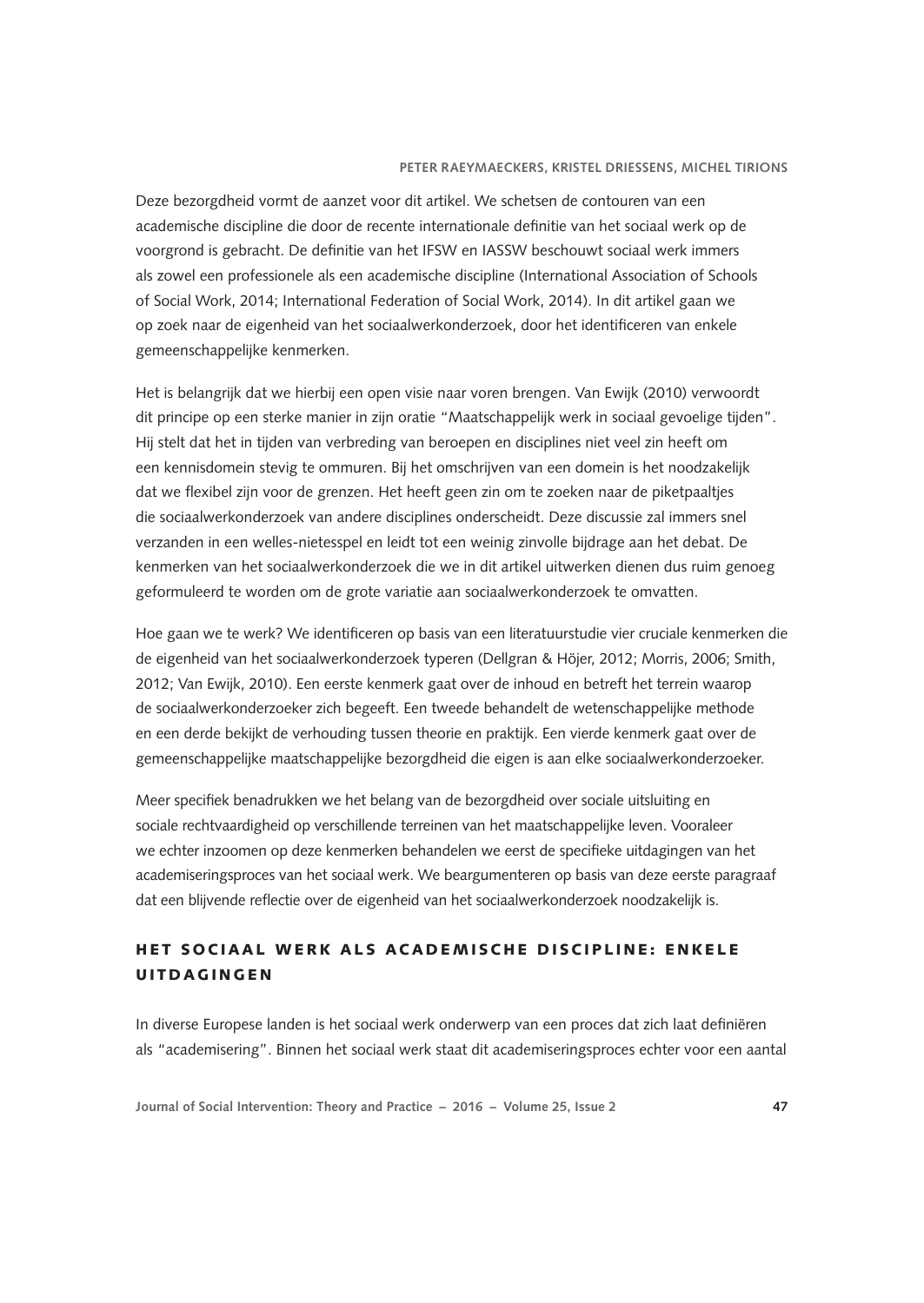Deze bezorgdheid vormt de aanzet voor dit artikel. We schetsen de contouren van een academische discipline die door de recente internationale definitie van het sociaal werk op de voorgrond is gebracht. De definitie van het IFSW en IASSW beschouwt sociaal werk immers als zowel een professionele als een academische discipline (International Association of Schools of Social Work, 2014; International Federation of Social Work, 2014). In dit artikel gaan we op zoek naar de eigenheid van het sociaalwerkonderzoek, door het identificeren van enkele gemeenschappelijke kenmerken.

Het is belangrijk dat we hierbij een open visie naar voren brengen. Van Ewijk (2010) verwoordt dit principe op een sterke manier in zijn oratie "Maatschappelijk werk in sociaal gevoelige tijden". Hij stelt dat het in tijden van verbreding van beroepen en disciplines niet veel zin heeft om een kennisdomein stevig te ommuren. Bij het omschrijven van een domein is het noodzakelijk dat we flexibel zijn voor de grenzen. Het heeft geen zin om te zoeken naar de piketpaaltjes die sociaalwerkonderzoek van andere disciplines onderscheidt. Deze discussie zal immers snel verzanden in een welles-nietesspel en leidt tot een weinig zinvolle bijdrage aan het debat. De kenmerken van het sociaalwerkonderzoek die we in dit artikel uitwerken dienen dus ruim genoeg geformuleerd te worden om de grote variatie aan sociaalwerkonderzoek te omvatten.

Hoe gaan we te werk? We identificeren op basis van een literatuurstudie vier cruciale kenmerken die de eigenheid van het sociaalwerkonderzoek typeren (Dellgran & Höjer, 2012; Morris, 2006; Smith, 2012; Van Ewijk, 2010). Een eerste kenmerk gaat over de inhoud en betreft het terrein waarop de sociaalwerkonderzoeker zich begeeft. Een tweede behandelt de wetenschappelijke methode en een derde bekijkt de verhouding tussen theorie en praktijk. Een vierde kenmerk gaat over de gemeenschappelijke maatschappelijke bezorgdheid die eigen is aan elke sociaalwerkonderzoeker.

Meer specifiek benadrukken we het belang van de bezorgdheid over sociale uitsluiting en sociale rechtvaardigheid op verschillende terreinen van het maatschappelijke leven. Vooraleer we echter inzoomen op deze kenmerken behandelen we eerst de specifieke uitdagingen van het academiseringsproces van het sociaal werk. We beargumenteren op basis van deze eerste paragraaf dat een blijvende reflectie over de eigenheid van het sociaalwerkonderzoek noodzakelijk is.

## HET SOCIAAL WERK ALS ACADEMISCHE DISCIPLINE: ENKELE UITDAGINGEN

In diverse Europese landen is het sociaal werk onderwerp van een proces dat zich laat definiëren als "academisering". Binnen het sociaal werk staat dit academiseringsproces echter voor een aantal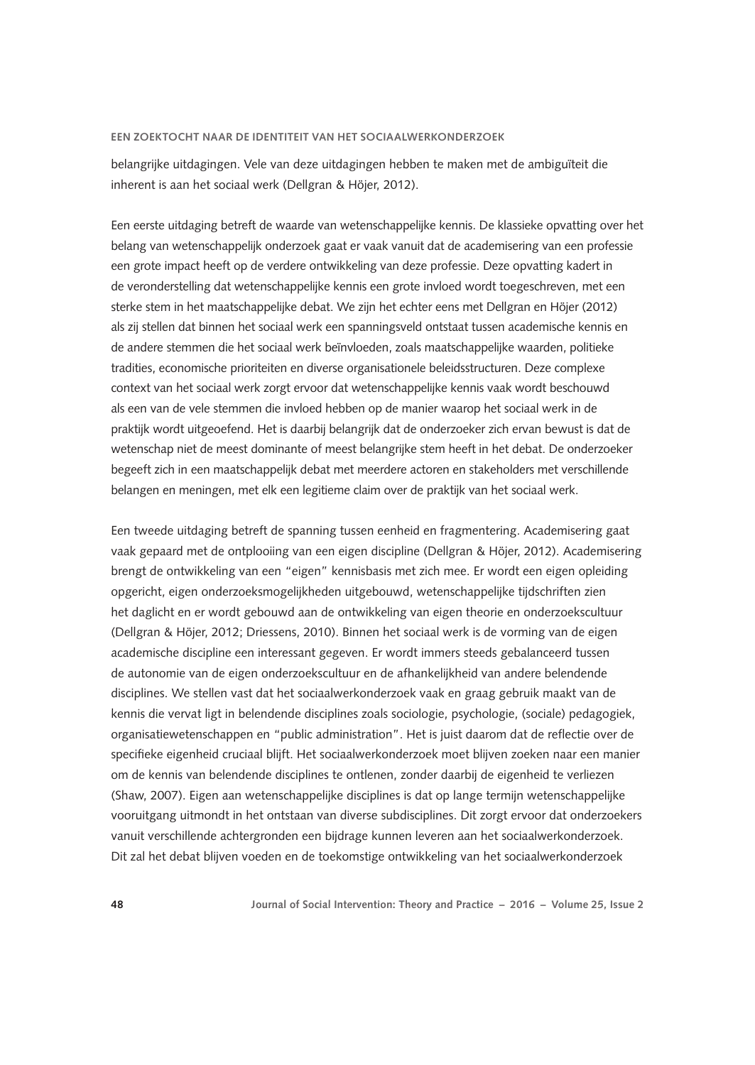belangrijke uitdagingen. Vele van deze uitdagingen hebben te maken met de ambiguïteit die inherent is aan het sociaal werk (Dellgran & Höjer, 2012).

Een eerste uitdaging betreft de waarde van wetenschappelijke kennis. De klassieke opvatting over het belang van wetenschappelijk onderzoek gaat er vaak vanuit dat de academisering van een professie een grote impact heeft op de verdere ontwikkeling van deze professie. Deze opvatting kadert in de veronderstelling dat wetenschappelijke kennis een grote invloed wordt toegeschreven, met een sterke stem in het maatschappelijke debat. We zijn het echter eens met Dellgran en Höjer (2012) als zij stellen dat binnen het sociaal werk een spanningsveld ontstaat tussen academische kennis en de andere stemmen die het sociaal werk beïnvloeden, zoals maatschappelijke waarden, politieke tradities, economische prioriteiten en diverse organisationele beleidsstructuren. Deze complexe context van het sociaal werk zorgt ervoor dat wetenschappelijke kennis vaak wordt beschouwd als een van de vele stemmen die invloed hebben op de manier waarop het sociaal werk in de praktijk wordt uitgeoefend. Het is daarbij belangrijk dat de onderzoeker zich ervan bewust is dat de wetenschap niet de meest dominante of meest belangrijke stem heeft in het debat. De onderzoeker begeeft zich in een maatschappelijk debat met meerdere actoren en stakeholders met verschillende belangen en meningen, met elk een legitieme claim over de praktijk van het sociaal werk.

Een tweede uitdaging betreft de spanning tussen eenheid en fragmentering. Academisering gaat vaak gepaard met de ontplooiing van een eigen discipline (Dellgran & Höjer, 2012). Academisering brengt de ontwikkeling van een "eigen" kennisbasis met zich mee. Er wordt een eigen opleiding opgericht, eigen onderzoeksmogelijkheden uitgebouwd, wetenschappelijke tijdschriften zien het daglicht en er wordt gebouwd aan de ontwikkeling van eigen theorie en onderzoekscultuur (Dellgran & Höjer, 2012; Driessens, 2010). Binnen het sociaal werk is de vorming van de eigen academische discipline een interessant gegeven. Er wordt immers steeds gebalanceerd tussen de autonomie van de eigen onderzoekscultuur en de afhankelijkheid van andere belendende disciplines. We stellen vast dat het sociaalwerkonderzoek vaak en graag gebruik maakt van de kennis die vervat ligt in belendende disciplines zoals sociologie, psychologie, (sociale) pedagogiek, organisatiewetenschappen en "public administration". Het is juist daarom dat de reflectie over de specifieke eigenheid cruciaal blijft. Het sociaalwerkonderzoek moet blijven zoeken naar een manier om de kennis van belendende disciplines te ontlenen, zonder daarbij de eigenheid te verliezen (Shaw, 2007). Eigen aan wetenschappelijke disciplines is dat op lange termijn wetenschappelijke vooruitgang uitmondt in het ontstaan van diverse subdisciplines. Dit zorgt ervoor dat onderzoekers vanuit verschillende achtergronden een bijdrage kunnen leveren aan het sociaalwerkonderzoek. Dit zal het debat blijven voeden en de toekomstige ontwikkeling van het sociaalwerkonderzoek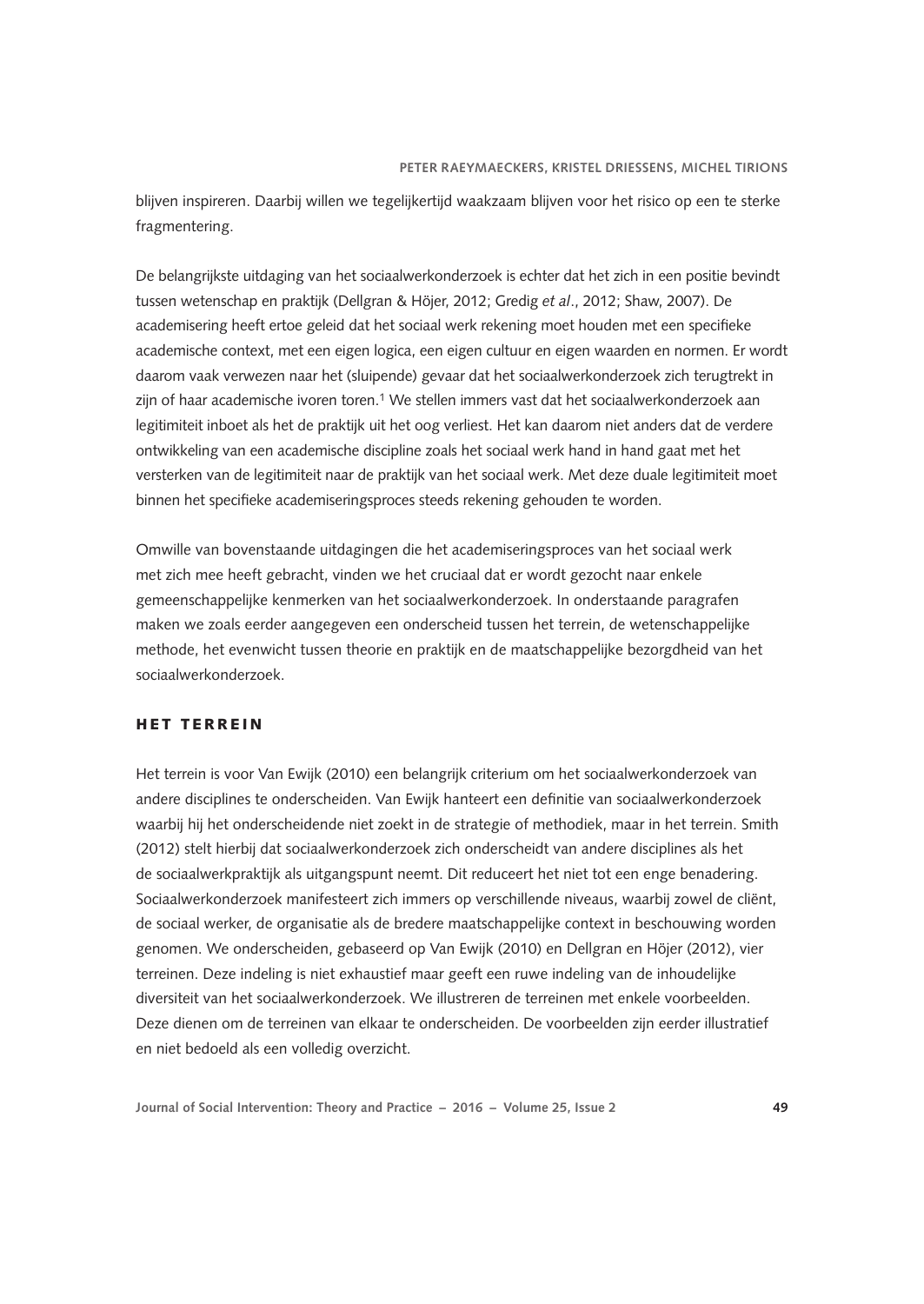blijven inspireren. Daarbij willen we tegelijkertijd waakzaam blijven voor het risico op een te sterke fragmentering.

De belangrijkste uitdaging van het sociaalwerkonderzoek is echter dat het zich in een positie bevindt tussen wetenschap en praktijk (Dellgran & Höjer, 2012; Gredig *et al*., 2012; Shaw, 2007). De academisering heeft ertoe geleid dat het sociaal werk rekening moet houden met een specifieke academische context, met een eigen logica, een eigen cultuur en eigen waarden en normen. Er wordt daarom vaak verwezen naar het (sluipende) gevaar dat het sociaalwerkonderzoek zich terugtrekt in zijn of haar academische ivoren toren.[1] We stellen immers vast dat het sociaalwerkonderzoek aan legitimiteit inboet als het de praktijk uit het oog verliest. Het kan daarom niet anders dat de verdere ontwikkeling van een academische discipline zoals het sociaal werk hand in hand gaat met het versterken van de legitimiteit naar de praktijk van het sociaal werk. Met deze duale legitimiteit moet binnen het specifieke academiseringsproces steeds rekening gehouden te worden.

Omwille van bovenstaande uitdagingen die het academiseringsproces van het sociaal werk met zich mee heeft gebracht, vinden we het cruciaal dat er wordt gezocht naar enkele gemeenschappelijke kenmerken van het sociaalwerkonderzoek. In onderstaande paragrafen maken we zoals eerder aangegeven een onderscheid tussen het terrein, de wetenschappelijke methode, het evenwicht tussen theorie en praktijk en de maatschappelijke bezorgdheid van het sociaalwerkonderzoek.

## HET TERREIN

Het terrein is voor Van Ewijk (2010) een belangrijk criterium om het sociaalwerkonderzoek van andere disciplines te onderscheiden. Van Ewijk hanteert een definitie van sociaalwerkonderzoek waarbij hij het onderscheidende niet zoekt in de strategie of methodiek, maar in het terrein. Smith (2012) stelt hierbij dat sociaalwerkonderzoek zich onderscheidt van andere disciplines als het de sociaalwerkpraktijk als uitgangspunt neemt. Dit reduceert het niet tot een enge benadering. Sociaalwerkonderzoek manifesteert zich immers op verschillende niveaus, waarbij zowel de cliënt, de sociaal werker, de organisatie als de bredere maatschappelijke context in beschouwing worden genomen. We onderscheiden, gebaseerd op Van Ewijk (2010) en Dellgran en Höjer (2012), vier terreinen. Deze indeling is niet exhaustief maar geeft een ruwe indeling van de inhoudelijke diversiteit van het sociaalwerkonderzoek. We illustreren de terreinen met enkele voorbeelden. Deze dienen om de terreinen van elkaar te onderscheiden. De voorbeelden zijn eerder illustratief en niet bedoeld als een volledig overzicht.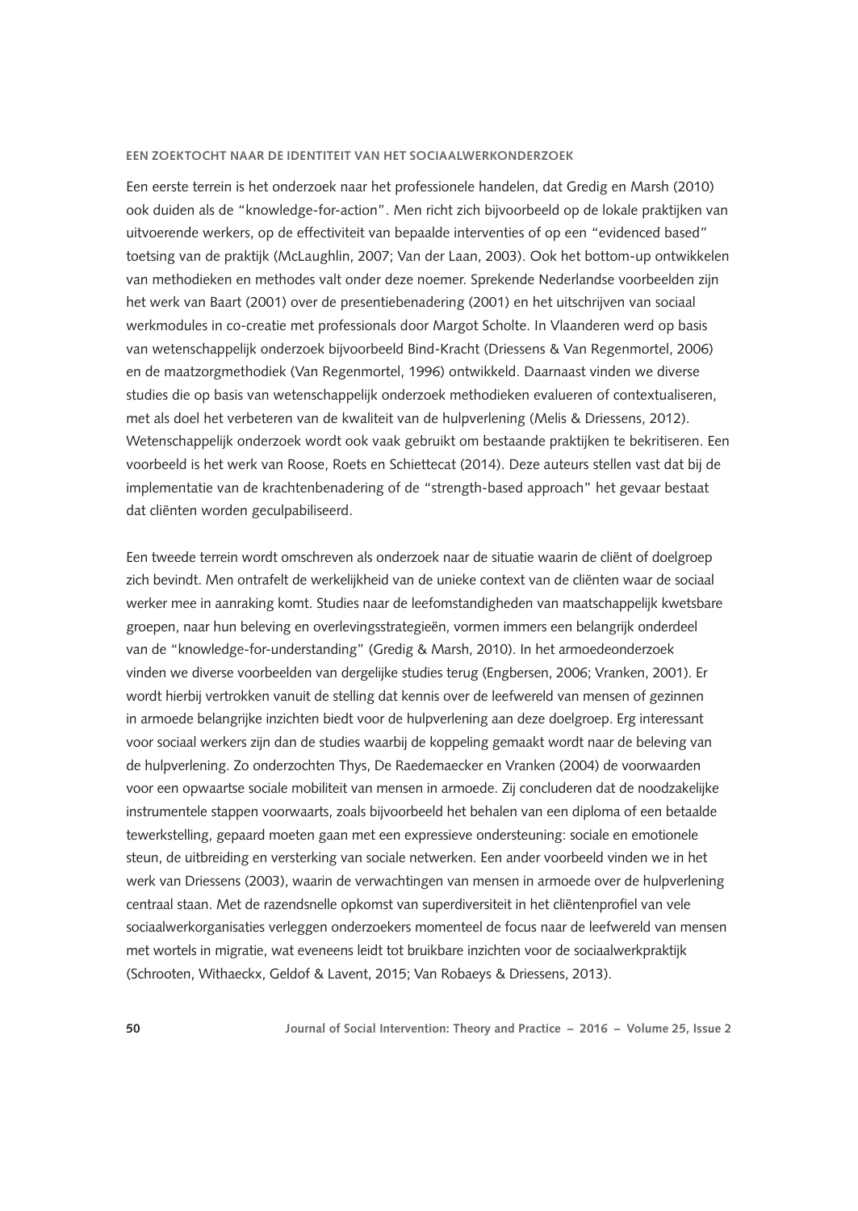Een eerste terrein is het onderzoek naar het professionele handelen, dat Gredig en Marsh (2010) ook duiden als de "knowledge-for-action". Men richt zich bijvoorbeeld op de lokale praktijken van uitvoerende werkers, op de effectiviteit van bepaalde interventies of op een "evidenced based" toetsing van de praktijk (McLaughlin, 2007; Van der Laan, 2003). Ook het bottom-up ontwikkelen van methodieken en methodes valt onder deze noemer. Sprekende Nederlandse voorbeelden zijn het werk van Baart (2001) over de presentiebenadering (2001) en het uitschrijven van sociaal werkmodules in co-creatie met professionals door Margot Scholte. In Vlaanderen werd op basis van wetenschappelijk onderzoek bijvoorbeeld Bind-Kracht (Driessens & Van Regenmortel, 2006) en de maatzorgmethodiek (Van Regenmortel, 1996) ontwikkeld. Daarnaast vinden we diverse studies die op basis van wetenschappelijk onderzoek methodieken evalueren of contextualiseren, met als doel het verbeteren van de kwaliteit van de hulpverlening (Melis & Driessens, 2012). Wetenschappelijk onderzoek wordt ook vaak gebruikt om bestaande praktijken te bekritiseren. Een voorbeeld is het werk van Roose, Roets en Schiettecat (2014). Deze auteurs stellen vast dat bij de implementatie van de krachtenbenadering of de "strength-based approach" het gevaar bestaat dat cliënten worden geculpabiliseerd.

Een tweede terrein wordt omschreven als onderzoek naar de situatie waarin de cliënt of doelgroep zich bevindt. Men ontrafelt de werkelijkheid van de unieke context van de cliënten waar de sociaal werker mee in aanraking komt. Studies naar de leefomstandigheden van maatschappelijk kwetsbare groepen, naar hun beleving en overlevingsstrategieën, vormen immers een belangrijk onderdeel van de "knowledge-for-understanding" (Gredig & Marsh, 2010). In het armoedeonderzoek vinden we diverse voorbeelden van dergelijke studies terug (Engbersen, 2006; Vranken, 2001). Er wordt hierbij vertrokken vanuit de stelling dat kennis over de leefwereld van mensen of gezinnen in armoede belangrijke inzichten biedt voor de hulpverlening aan deze doelgroep. Erg interessant voor sociaal werkers zijn dan de studies waarbij de koppeling gemaakt wordt naar de beleving van de hulpverlening. Zo onderzochten Thys, De Raedemaecker en Vranken (2004) de voorwaarden voor een opwaartse sociale mobiliteit van mensen in armoede. Zij concluderen dat de noodzakelijke instrumentele stappen voorwaarts, zoals bijvoorbeeld het behalen van een diploma of een betaalde tewerkstelling, gepaard moeten gaan met een expressieve ondersteuning: sociale en emotionele steun, de uitbreiding en versterking van sociale netwerken. Een ander voorbeeld vinden we in het werk van Driessens (2003), waarin de verwachtingen van mensen in armoede over de hulpverlening centraal staan. Met de razendsnelle opkomst van superdiversiteit in het cliëntenprofiel van vele sociaalwerkorganisaties verleggen onderzoekers momenteel de focus naar de leefwereld van mensen met wortels in migratie, wat eveneens leidt tot bruikbare inzichten voor de sociaalwerkpraktijk (Schrooten, Withaeckx, Geldof & Lavent, 2015; Van Robaeys & Driessens, 2013).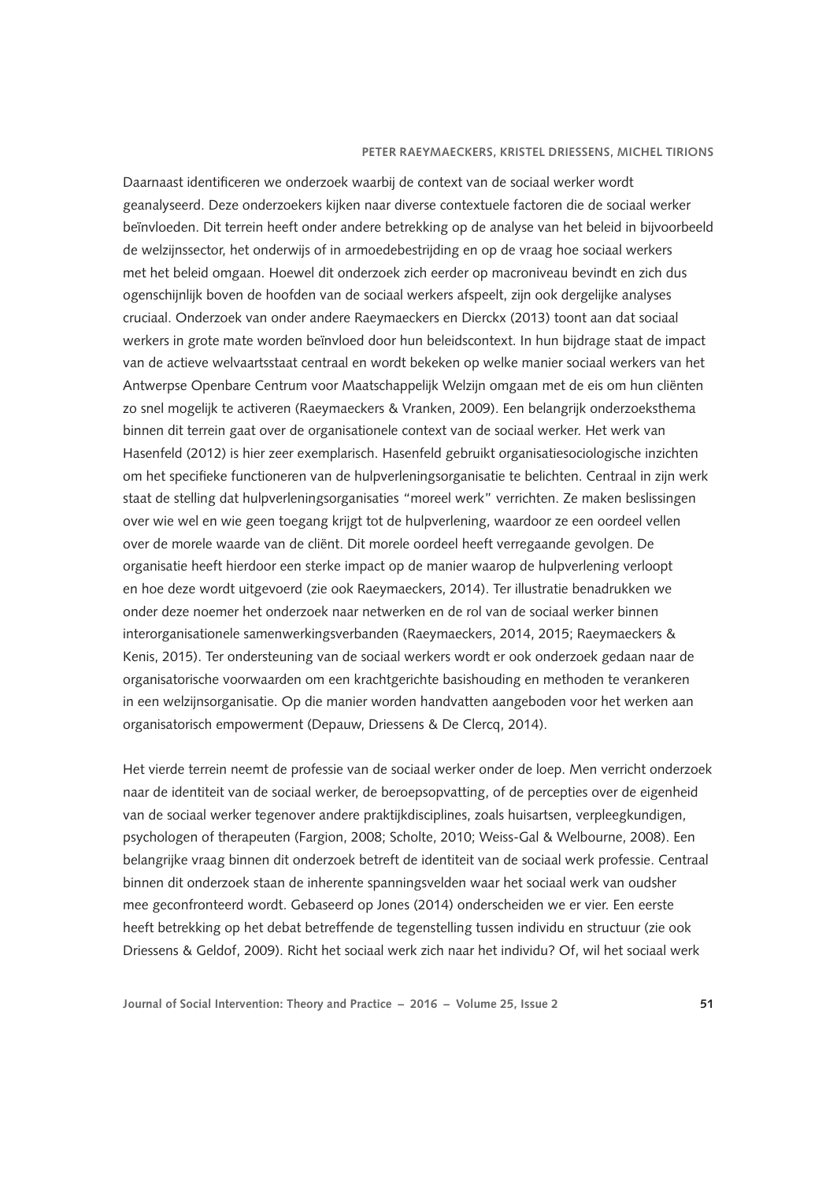Daarnaast identificeren we onderzoek waarbij de context van de sociaal werker wordt geanalyseerd. Deze onderzoekers kijken naar diverse contextuele factoren die de sociaal werker beïnvloeden. Dit terrein heeft onder andere betrekking op de analyse van het beleid in bijvoorbeeld de welzijnssector, het onderwijs of in armoedebestrijding en op de vraag hoe sociaal werkers met het beleid omgaan. Hoewel dit onderzoek zich eerder op macroniveau bevindt en zich dus ogenschijnlijk boven de hoofden van de sociaal werkers afspeelt, zijn ook dergelijke analyses cruciaal. Onderzoek van onder andere Raeymaeckers en Dierckx (2013) toont aan dat sociaal werkers in grote mate worden beïnvloed door hun beleidscontext. In hun bijdrage staat de impact van de actieve welvaartsstaat centraal en wordt bekeken op welke manier sociaal werkers van het Antwerpse Openbare Centrum voor Maatschappelijk Welzijn omgaan met de eis om hun cliënten zo snel mogelijk te activeren (Raeymaeckers & Vranken, 2009). Een belangrijk onderzoeksthema binnen dit terrein gaat over de organisationele context van de sociaal werker. Het werk van Hasenfeld (2012) is hier zeer exemplarisch. Hasenfeld gebruikt organisatiesociologische inzichten om het specifieke functioneren van de hulpverleningsorganisatie te belichten. Centraal in zijn werk staat de stelling dat hulpverleningsorganisaties "moreel werk" verrichten. Ze maken beslissingen over wie wel en wie geen toegang krijgt tot de hulpverlening, waardoor ze een oordeel vellen over de morele waarde van de cliënt. Dit morele oordeel heeft verregaande gevolgen. De organisatie heeft hierdoor een sterke impact op de manier waarop de hulpverlening verloopt en hoe deze wordt uitgevoerd (zie ook Raeymaeckers, 2014). Ter illustratie benadrukken we onder deze noemer het onderzoek naar netwerken en de rol van de sociaal werker binnen interorganisationele samenwerkingsverbanden (Raeymaeckers, 2014, 2015; Raeymaeckers & Kenis, 2015). Ter ondersteuning van de sociaal werkers wordt er ook onderzoek gedaan naar de organisatorische voorwaarden om een krachtgerichte basishouding en methoden te verankeren in een welzijnsorganisatie. Op die manier worden handvatten aangeboden voor het werken aan organisatorisch empowerment (Depauw, Driessens & De Clercq, 2014).

Het vierde terrein neemt de professie van de sociaal werker onder de loep. Men verricht onderzoek naar de identiteit van de sociaal werker, de beroepsopvatting, of de percepties over de eigenheid van de sociaal werker tegenover andere praktijkdisciplines, zoals huisartsen, verpleegkundigen, psychologen of therapeuten (Fargion, 2008; Scholte, 2010; Weiss-Gal & Welbourne, 2008). Een belangrijke vraag binnen dit onderzoek betreft de identiteit van de sociaal werk professie. Centraal binnen dit onderzoek staan de inherente spanningsvelden waar het sociaal werk van oudsher mee geconfronteerd wordt. Gebaseerd op Jones (2014) onderscheiden we er vier. Een eerste heeft betrekking op het debat betreffende de tegenstelling tussen individu en structuur (zie ook Driessens & Geldof, 2009). Richt het sociaal werk zich naar het individu? Of, wil het sociaal werk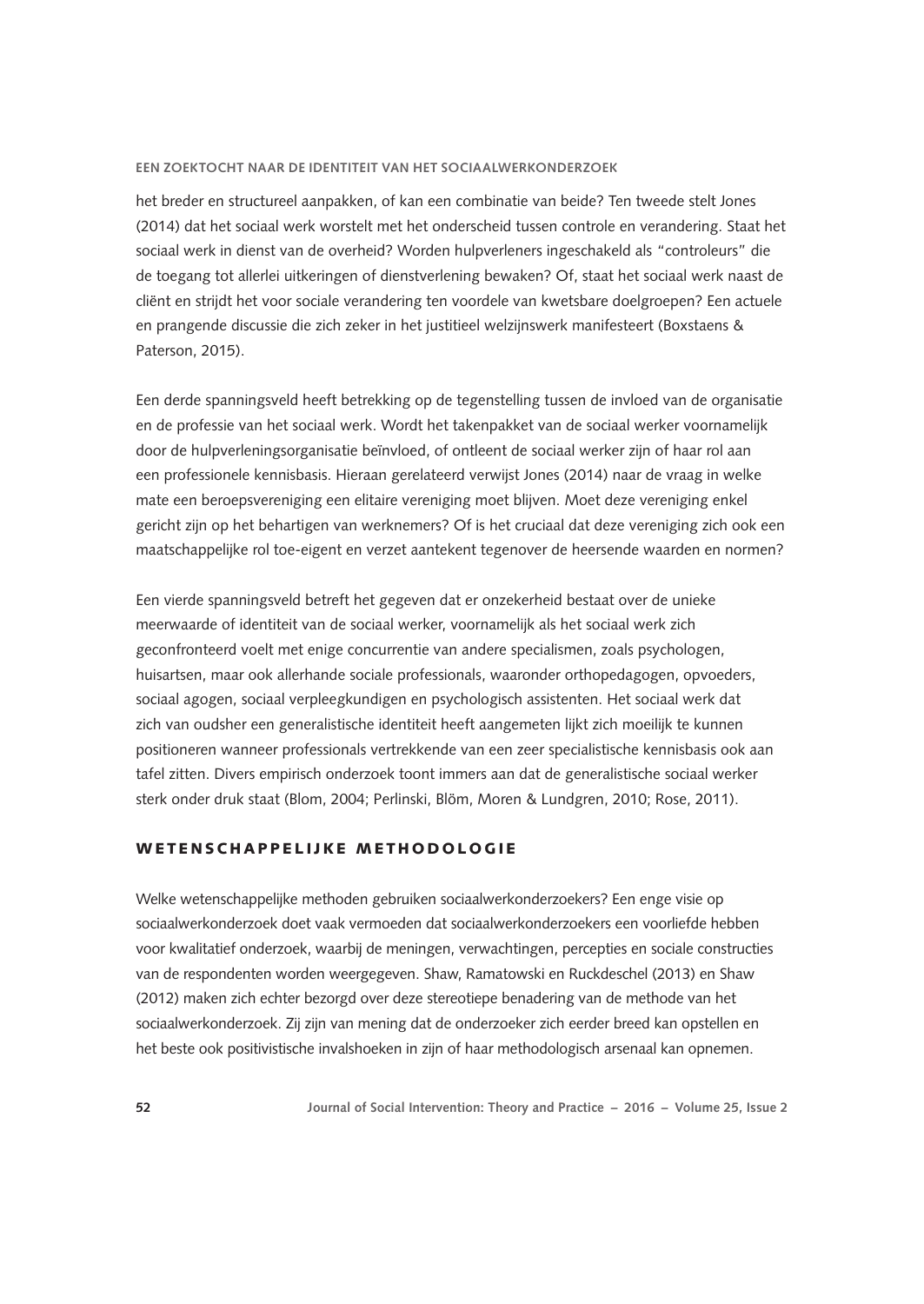het breder en structureel aanpakken, of kan een combinatie van beide? Ten tweede stelt Jones (2014) dat het sociaal werk worstelt met het onderscheid tussen controle en verandering. Staat het sociaal werk in dienst van de overheid? Worden hulpverleners ingeschakeld als "controleurs" die de toegang tot allerlei uitkeringen of dienstverlening bewaken? Of, staat het sociaal werk naast de cliënt en strijdt het voor sociale verandering ten voordele van kwetsbare doelgroepen? Een actuele en prangende discussie die zich zeker in het justitieel welzijnswerk manifesteert (Boxstaens & Paterson, 2015).

Een derde spanningsveld heeft betrekking op de tegenstelling tussen de invloed van de organisatie en de professie van het sociaal werk. Wordt het takenpakket van de sociaal werker voornamelijk door de hulpverleningsorganisatie beïnvloed, of ontleent de sociaal werker zijn of haar rol aan een professionele kennisbasis. Hieraan gerelateerd verwijst Jones (2014) naar de vraag in welke mate een beroepsvereniging een elitaire vereniging moet blijven. Moet deze vereniging enkel gericht zijn op het behartigen van werknemers? Of is het cruciaal dat deze vereniging zich ook een maatschappelijke rol toe-eigent en verzet aantekent tegenover de heersende waarden en normen?

Een vierde spanningsveld betreft het gegeven dat er onzekerheid bestaat over de unieke meerwaarde of identiteit van de sociaal werker, voornamelijk als het sociaal werk zich geconfronteerd voelt met enige concurrentie van andere specialismen, zoals psychologen, huisartsen, maar ook allerhande sociale professionals, waaronder orthopedagogen, opvoeders, sociaal agogen, sociaal verpleegkundigen en psychologisch assistenten. Het sociaal werk dat zich van oudsher een generalistische identiteit heeft aangemeten lijkt zich moeilijk te kunnen positioneren wanneer professionals vertrekkende van een zeer specialistische kennisbasis ook aan tafel zitten. Divers empirisch onderzoek toont immers aan dat de generalistische sociaal werker sterk onder druk staat (Blom, 2004; Perlinski, Blöm, Moren & Lundgren, 2010; Rose, 2011).

## WETENSCHAPPELIJKE METHODOLOGIE

Welke wetenschappelijke methoden gebruiken sociaalwerkonderzoekers? Een enge visie op sociaalwerkonderzoek doet vaak vermoeden dat sociaalwerkonderzoekers een voorliefde hebben voor kwalitatief onderzoek, waarbij de meningen, verwachtingen, percepties en sociale constructies van de respondenten worden weergegeven. Shaw, Ramatowski en Ruckdeschel (2013) en Shaw (2012) maken zich echter bezorgd over deze stereotiepe benadering van de methode van het sociaalwerkonderzoek. Zij zijn van mening dat de onderzoeker zich eerder breed kan opstellen en het beste ook positivistische invalshoeken in zijn of haar methodologisch arsenaal kan opnemen.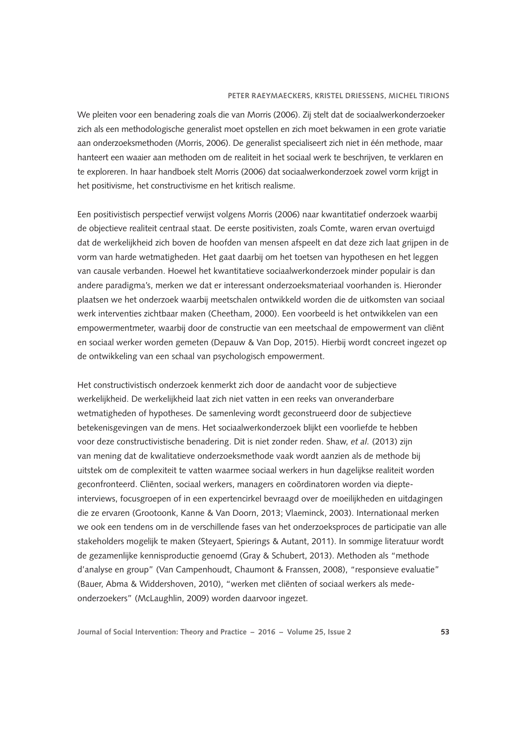We pleiten voor een benadering zoals die van Morris (2006). Zij stelt dat de sociaalwerkonderzoeker zich als een methodologische generalist moet opstellen en zich moet bekwamen in een grote variatie aan onderzoeksmethoden (Morris, 2006). De generalist specialiseert zich niet in één methode, maar hanteert een waaier aan methoden om de realiteit in het sociaal werk te beschrijven, te verklaren en te exploreren. In haar handboek stelt Morris (2006) dat sociaalwerkonderzoek zowel vorm krijgt in het positivisme, het constructivisme en het kritisch realisme.

Een positivistisch perspectief verwijst volgens Morris (2006) naar kwantitatief onderzoek waarbij de objectieve realiteit centraal staat. De eerste positivisten, zoals Comte, waren ervan overtuigd dat de werkelijkheid zich boven de hoofden van mensen afspeelt en dat deze zich laat grijpen in de vorm van harde wetmatigheden. Het gaat daarbij om het toetsen van hypothesen en het leggen van causale verbanden. Hoewel het kwantitatieve sociaalwerkonderzoek minder populair is dan andere paradigma's, merken we dat er interessant onderzoeksmateriaal voorhanden is. Hieronder plaatsen we het onderzoek waarbij meetschalen ontwikkeld worden die de uitkomsten van sociaal werk interventies zichtbaar maken (Cheetham, 2000). Een voorbeeld is het ontwikkelen van een empowermentmeter, waarbij door de constructie van een meetschaal de empowerment van cliënt en sociaal werker worden gemeten (Depauw & Van Dop, 2015). Hierbij wordt concreet ingezet op de ontwikkeling van een schaal van psychologisch empowerment.

Het constructivistisch onderzoek kenmerkt zich door de aandacht voor de subjectieve werkelijkheid. De werkelijkheid laat zich niet vatten in een reeks van onveranderbare wetmatigheden of hypotheses. De samenleving wordt geconstrueerd door de subjectieve betekenisgevingen van de mens. Het sociaalwerkonderzoek blijkt een voorliefde te hebben voor deze constructivistische benadering. Dit is niet zonder reden. Shaw, *et al.* (2013) zijn van mening dat de kwalitatieve onderzoeksmethode vaak wordt aanzien als de methode bij uitstek om de complexiteit te vatten waarmee sociaal werkers in hun dagelijkse realiteit worden geconfronteerd. Cliënten, sociaal werkers, managers en coördinatoren worden via diepte-interviews, focusgroepen of in een expertencirkel bevraagd over de moeilijkheden en uitdagingen die ze ervaren (Grootoonk, Kanne & Van Doorn, 2013; Vlaeminck, 2003). Internationaal merken we ook een tendens om in de verschillende fases van het onderzoeksproces de participatie van alle stakeholders mogelijk te maken (Steyaert, Spierings & Autant, 2011). In sommige literatuur wordt de gezamenlijke kennisproductie genoemd (Gray & Schubert, 2013). Methoden als "methode d'analyse en group" (Van Campenhoudt, Chaumont & Franssen, 2008), "responsieve evaluatie" (Bauer, Abma & Widdershoven, 2010), "werken met cliënten of sociaal werkers als mede-onderzoekers" (McLaughlin, 2009) worden daarvoor ingezet.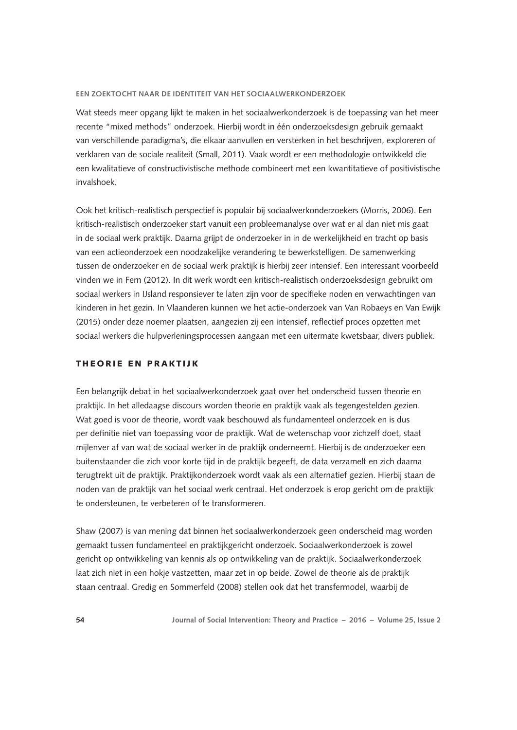Wat steeds meer opgang lijkt te maken in het sociaalwerkonderzoek is de toepassing van het meer recente "mixed methods" onderzoek. Hierbij wordt in één onderzoeksdesign gebruik gemaakt van verschillende paradigma's, die elkaar aanvullen en versterken in het beschrijven, exploreren of verklaren van de sociale realiteit (Small, 2011). Vaak wordt er een methodologie ontwikkeld die een kwalitatieve of constructivistische methode combineert met een kwantitatieve of positivistische invalshoek.

Ook het kritisch-realistisch perspectief is populair bij sociaalwerkonderzoekers (Morris, 2006). Een kritisch-realistisch onderzoeker start vanuit een probleemanalyse over wat er al dan niet mis gaat in de sociaal werk praktijk. Daarna grijpt de onderzoeker in in de werkelijkheid en tracht op basis van een actieonderzoek een noodzakelijke verandering te bewerkstelligen. De samenwerking tussen de onderzoeker en de sociaal werk praktijk is hierbij zeer intensief. Een interessant voorbeeld vinden we in Fern (2012). In dit werk wordt een kritisch-realistisch onderzoeksdesign gebruikt om sociaal werkers in IJsland responsiever te laten zijn voor de specifieke noden en verwachtingen van kinderen in het gezin. In Vlaanderen kunnen we het actie-onderzoek van Van Robaeys en Van Ewijk (2015) onder deze noemer plaatsen, aangezien zij een intensief, reflectief proces opzetten met sociaal werkers die hulpverleningsprocessen aangaan met een uitermate kwetsbaar, divers publiek.

## THEORIE EN PRAKTIJK

Een belangrijk debat in het sociaalwerkonderzoek gaat over het onderscheid tussen theorie en praktijk. In het alledaagse discours worden theorie en praktijk vaak als tegengestelden gezien. Wat goed is voor de theorie, wordt vaak beschouwd als fundamenteel onderzoek en is dus per definitie niet van toepassing voor de praktijk. Wat de wetenschap voor zichzelf doet, staat mijlenver af van wat de sociaal werker in de praktijk onderneemt. Hierbij is de onderzoeker een buitenstaander die zich voor korte tijd in de praktijk begeeft, de data verzamelt en zich daarna terugtrekt uit de praktijk. Praktijkonderzoek wordt vaak als een alternatief gezien. Hierbij staan de noden van de praktijk van het sociaal werk centraal. Het onderzoek is erop gericht om de praktijk te ondersteunen, te verbeteren of te transformeren.

Shaw (2007) is van mening dat binnen het sociaalwerkonderzoek geen onderscheid mag worden gemaakt tussen fundamenteel en praktijkgericht onderzoek. Sociaalwerkonderzoek is zowel gericht op ontwikkeling van kennis als op ontwikkeling van de praktijk. Sociaalwerkonderzoek laat zich niet in een hokje vastzetten, maar zet in op beide. Zowel de theorie als de praktijk staan centraal. Gredig en Sommerfeld (2008) stellen ook dat het transfermodel, waarbij de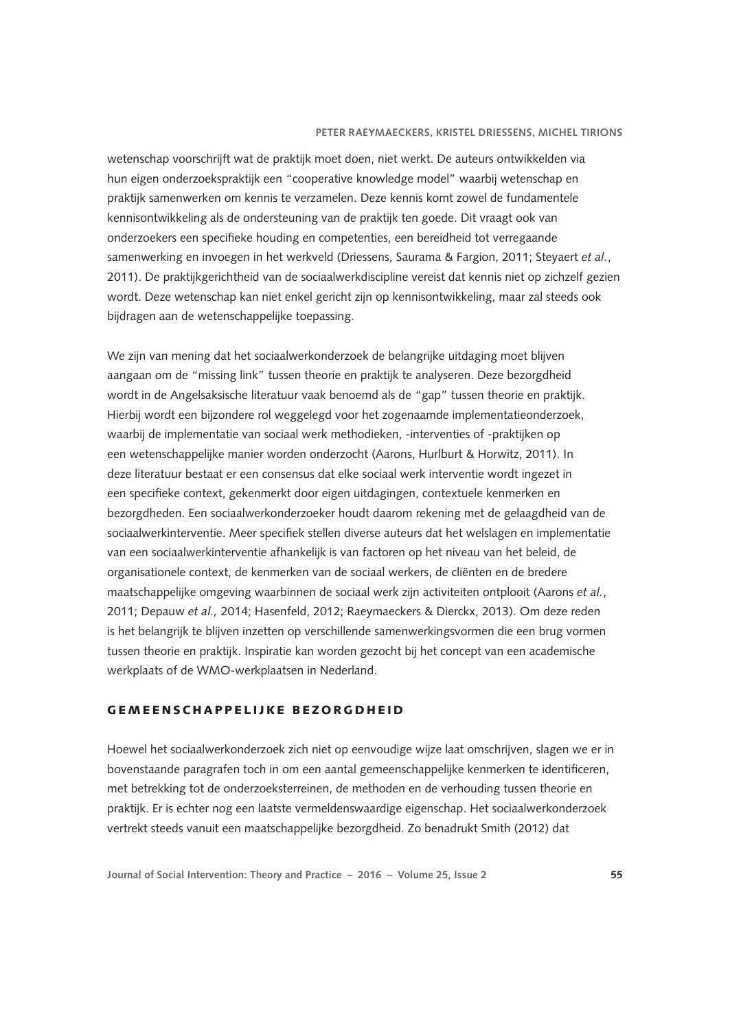wetenschap voorschrijft wat de praktijk moet doen, niet werkt. De auteurs ontwikkelden via hun eigen onderzoekspraktijk een "cooperative knowledge model" waarbij wetenschap en praktijk samenwerken om kennis te verzamelen. Deze kennis komt zowel de fundamentele kennisontwikkeling als de ondersteuning van de praktijk ten goede. Dit vraagt ook van onderzoekers een specifieke houding en competenties, een bereidheid tot verregaande samenwerking en invoegen in het werkveld (Driessens, Saurama & Fargion, 2011; Steyaert *et al.*, 2011). De praktijkgerichtheid van de sociaalwerkdiscipline vereist dat kennis niet op zichzelf gezien wordt. Deze wetenschap kan niet enkel gericht zijn op kennisontwikkeling, maar zal steeds ook bijdragen aan de wetenschappelijke toepassing.

We zijn van mening dat het sociaalwerkonderzoek de belangrijke uitdaging moet blijven aangaan om de "missing link" tussen theorie en praktijk te analyseren. Deze bezorgdheid wordt in de Angelsaksische literatuur vaak benoemd als de "gap" tussen theorie en praktijk. Hierbij wordt een bijzondere rol weggelegd voor het zogenaamde implementatieonderzoek, waarbij de implementatie van sociaal werk methodieken, -interventies of -praktijken op een wetenschappelijke manier worden onderzocht (Aarons, Hurlburt & Horwitz, 2011). In deze literatuur bestaat er een consensus dat elke sociaal werk interventie wordt ingezet in een specifieke context, gekenmerkt door eigen uitdagingen, contextuele kenmerken en bezorgdheden. Een sociaalwerkonderzoeker houdt daarom rekening met de gelaagdheid van de sociaalwerkinterventie. Meer specifiek stellen diverse auteurs dat het welslagen en implementatie van een sociaalwerkinterventie afhankelijk is van factoren op het niveau van het beleid, de organisationele context, de kenmerken van de sociaal werkers, de cliënten en de bredere maatschappelijke omgeving waarbinnen de sociaal werk zijn activiteiten ontplooit (Aarons *et al.*, 2011; Depauw *et al.*, 2014; Hasenfeld, 2012; Raeymaeckers & Dierckx, 2013). Om deze reden is het belangrijk te blijven inzetten op verschillende samenwerkingsvormen die een brug vormen tussen theorie en praktijk. Inspiratie kan worden gezocht bij het concept van een academische werkplaats of de WMO-werkplaatsen in Nederland.

## Gemeenschappelijke bezorgdheid

Hoewel het sociaalwerkonderzoek zich niet op eenvoudige wijze laat omschrijven, slagen we er in bovenstaande paragrafen toch in om een aantal gemeenschappelijke kenmerken te identificeren, met betrekking tot de onderzoeksterreinen, de methoden en de verhouding tussen theorie en praktijk. Er is echter nog een laatste vermeldenswaardige eigenschap. Het sociaalwerkonderzoek vertrekt steeds vanuit een maatschappelijke bezorgdheid. Zo benadrukt Smith (2012) dat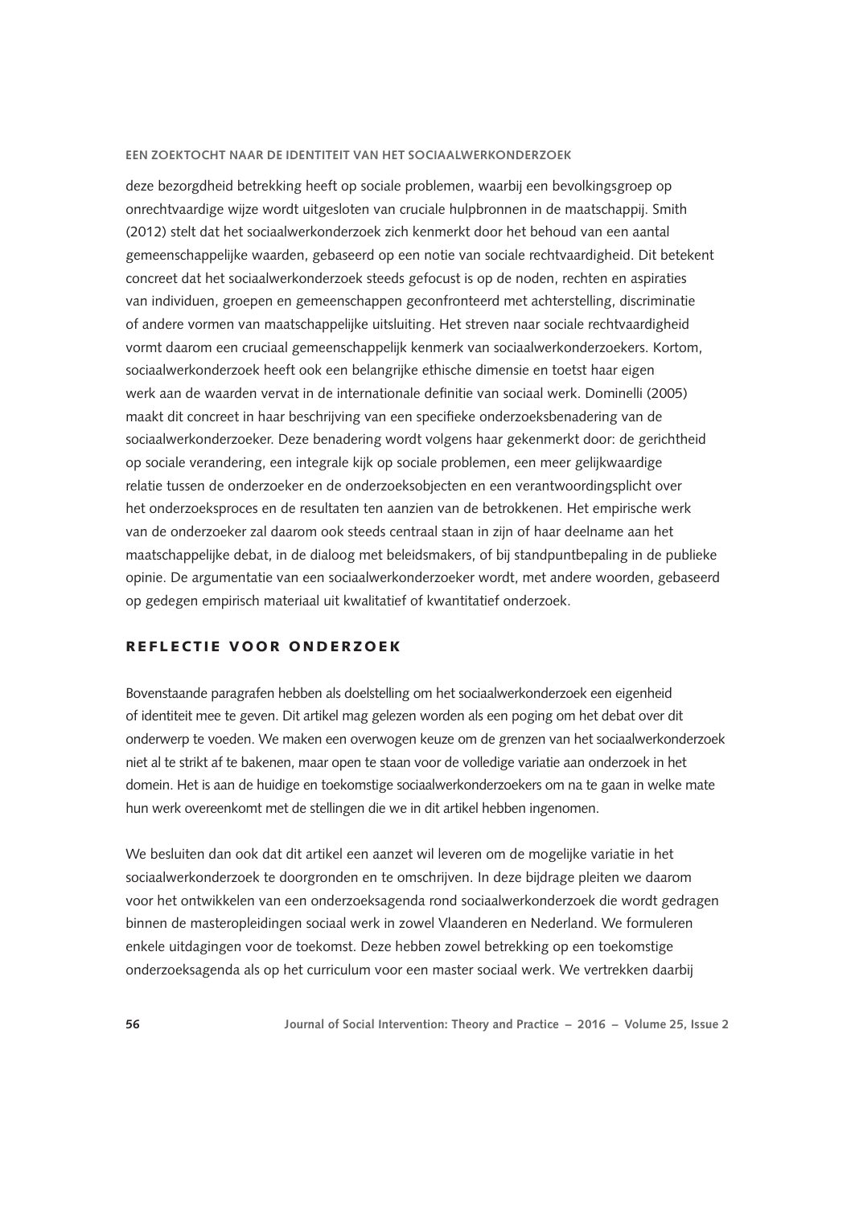deze bezorgdheid betrekking heeft op sociale problemen, waarbij een bevolkingsgroep op onrechtvaardige wijze wordt uitgesloten van cruciale hulpbronnen in de maatschappij. Smith (2012) stelt dat het sociaalwerkonderzoek zich kenmerkt door het behoud van een aantal gemeenschappelijke waarden, gebaseerd op een notie van sociale rechtvaardigheid. Dit betekent concreet dat het sociaalwerkonderzoek steeds gefocust is op de noden, rechten en aspiraties van individuen, groepen en gemeenschappen geconfronteerd met achterstelling, discriminatie of andere vormen van maatschappelijke uitsluiting. Het streven naar sociale rechtvaardigheid vormt daarom een cruciaal gemeenschappelijk kenmerk van sociaalwerkonderzoekers. Kortom, sociaalwerkonderzoek heeft ook een belangrijke ethische dimensie en toetst haar eigen werk aan de waarden vervat in de internationale definitie van sociaal werk. Dominelli (2005) maakt dit concreet in haar beschrijving van een specifieke onderzoeksbenadering van de sociaalwerkonderzoeker. Deze benadering wordt volgens haar gekenmerkt door: de gerichtheid op sociale verandering, een integrale kijk op sociale problemen, een meer gelijkwaardige relatie tussen de onderzoeker en de onderzoeksobjecten en een verantwoordingsplicht over het onderzoeksproces en de resultaten ten aanzien van de betrokkenen. Het empirische werk van de onderzoeker zal daarom ook steeds centraal staan in zijn of haar deelname aan het maatschappelijke debat, in de dialoog met beleidsmakers, of bij standpuntbepaling in de publieke opinie. De argumentatie van een sociaalwerkonderzoeker wordt, met andere woorden, gebaseerd op gedegen empirisch materiaal uit kwalitatief of kwantitatief onderzoek.

## REFLECTIE VOOR ONDERZOEK

Bovenstaande paragrafen hebben als doelstelling om het sociaalwerkonderzoek een eigenheid of identiteit mee te geven. Dit artikel mag gelezen worden als een poging om het debat over dit onderwerp te voeden. We maken een overwogen keuze om de grenzen van het sociaalwerkonderzoek niet al te strikt af te bakenen, maar open te staan voor de volledige variatie aan onderzoek in het domein. Het is aan de huidige en toekomstige sociaalwerkonderzoekers om na te gaan in welke mate hun werk overeenkomt met de stellingen die we in dit artikel hebben ingenomen.

We besluiten dan ook dat dit artikel een aanzet wil leveren om de mogelijke variatie in het sociaalwerkonderzoek te doorgronden en te omschrijven. In deze bijdrage pleiten we daarom voor het ontwikkelen van een onderzoeksagenda rond sociaalwerkonderzoek die wordt gedragen binnen de masteropleidingen sociaal werk in zowel Vlaanderen en Nederland. We formuleren enkele uitdagingen voor de toekomst. Deze hebben zowel betrekking op een toekomstige onderzoeksagenda als op het curriculum voor een master sociaal werk. We vertrekken daarbij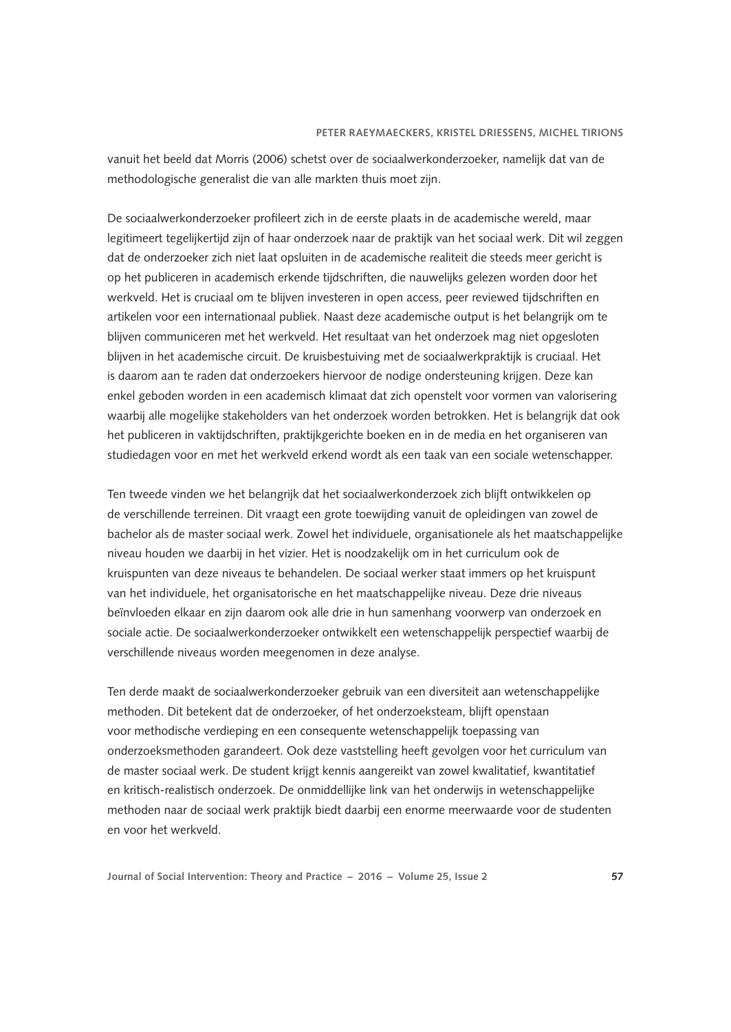vanuit het beeld dat Morris (2006) schetst over de sociaalwerkonderzoeker, namelijk dat van de methodologische generalist die van alle markten thuis moet zijn.

De sociaalwerkonderzoeker profileert zich in de eerste plaats in de academische wereld, maar legitimeert tegelijkertijd zijn of haar onderzoek naar de praktijk van het sociaal werk. Dit wil zeggen dat de onderzoeker zich niet laat opsluiten in de academische realiteit die steeds meer gericht is op het publiceren in academisch erkende tijdschriften, die nauwelijks gelezen worden door het werkveld. Het is cruciaal om te blijven investeren in open access, peer reviewed tijdschriften en artikelen voor een internationaal publiek. Naast deze academische output is het belangrijk om te blijven communiceren met het werkveld. Het resultaat van het onderzoek mag niet opgesloten blijven in het academische circuit. De kruisbestuiving met de sociaalwerkpraktijk is cruciaal. Het is daarom aan te raden dat onderzoekers hiervoor de nodige ondersteuning krijgen. Deze kan enkel geboden worden in een academisch klimaat dat zich openstelt voor vormen van valorisering waarbij alle mogelijke stakeholders van het onderzoek worden betrokken. Het is belangrijk dat ook het publiceren in vaktijdschriften, praktijkgerichte boeken en in de media en het organiseren van studiedagen voor en met het werkveld erkend wordt als een taak van een sociale wetenschapper.

Ten tweede vinden we het belangrijk dat het sociaalwerkonderzoek zich blijft ontwikkelen op de verschillende terreinen. Dit vraagt een grote toewijding vanuit de opleidingen van zowel de bachelor als de master sociaal werk. Zowel het individuele, organisationele als het maatschappelijke niveau houden we daarbij in het vizier. Het is noodzakelijk om in het curriculum ook de kruispunten van deze niveaus te behandelen. De sociaal werker staat immers op het kruispunt van het individuele, het organisatorische en het maatschappelijke niveau. Deze drie niveaus beïnvloeden elkaar en zijn daarom ook alle drie in hun samenhang voorwerp van onderzoek en sociale actie. De sociaalwerkonderzoeker ontwikkelt een wetenschappelijk perspectief waarbij de verschillende niveaus worden meegenomen in deze analyse.

Ten derde maakt de sociaalwerkonderzoeker gebruik van een diversiteit aan wetenschappelijke methoden. Dit betekent dat de onderzoeker, of het onderzoeksteam, blijft openstaan voor methodische verdieping en een consequente wetenschappelijk toepassing van onderzoeksmethoden garandeert. Ook deze vaststelling heeft gevolgen voor het curriculum van de master sociaal werk. De student krijgt kennis aangereikt van zowel kwalitatief, kwantitatief en kritisch-realistisch onderzoek. De onmiddellijke link van het onderwijs in wetenschappelijke methoden naar de sociaal werk praktijk biedt daarbij een enorme meerwaarde voor de studenten en voor het werkveld.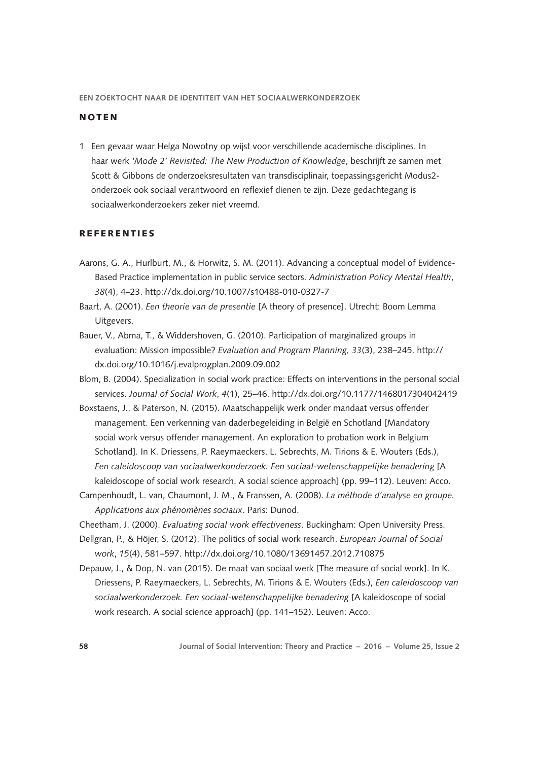## NOTEN

1 Een gevaar waar Helga Nowotny op wijst voor verschillende academische disciplines. In haar werk *'Mode 2' Revisited: The New Production of Knowledge*, beschrijft ze samen met Scott & Gibbons de onderzoeksresultaten van transdisciplinair, toepassingsgericht Modus2-onderzoek ook sociaal verantwoord en reflexief dienen te zijn. Deze gedachtegang is sociaalwerkonderzoekers zeker niet vreemd.

## REFERENTIES

Aarons, G. A., Hurlburt, M., & Horwitz, S. M. (2011). Advancing a conceptual model of Evidence-Based Practice implementation in public service sectors. *Administration Policy Mental Health*, *38*(4), 4–23. http://dx.doi.org/10.1007/s10488-010-0327-7

Baart, A. (2001). *Een theorie van de presentie* [A theory of presence]. Utrecht: Boom Lemma Uitgevers.

Bauer, V., Abma, T., & Widdershoven, G. (2010). Participation of marginalized groups in evaluation: Mission impossible? *Evaluation and Program Planning, 33*(3), 238–245. http://dx.doi.org/10.1016/j.evalprogplan.2009.09.002

Blom, B. (2004). Specialization in social work practice: Effects on interventions in the personal social services. *Journal of Social Work*, *4*(1), 25–46. http://dx.doi.org/10.1177/1468017304042419

Boxstaens, J., & Paterson, N. (2015). Maatschappelijk werk onder mandaat versus offender management. Een verkenning van daderbegeleiding in België en Schotland [Mandatory social work versus offender management. An exploration to probation work in Belgium Schotland]. In K. Driessens, P. Raeymaeckers, L. Sebrechts, M. Tirions & E. Wouters (Eds.), *Een caleidoscoop van sociaalwerkonderzoek. Een sociaal-wetenschappelijke benadering* [A kaleidoscope of social work research. A social science approach] (pp. 99–112). Leuven: Acco.

Campenhoudt, L. van, Chaumont, J. M., & Franssen, A. (2008). *La méthode d'analyse en groupe. Applications aux phénomènes sociaux*. Paris: Dunod.

Cheetham, J. (2000). *Evaluating social work effectiveness*. Buckingham: Open University Press.

Dellgran, P., & Höjer, S. (2012). The politics of social work research. *European Journal of Social work*, *15*(4), 581–597. http://dx.doi.org/10.1080/13691457.2012.710875

Depauw, J., & Dop, N. van (2015). De maat van sociaal werk [The measure of social work]. In K. Driessens, P. Raeymaeckers, L. Sebrechts, M. Tirions & E. Wouters (Eds.), *Een caleidoscoop van sociaalwerkonderzoek. Een sociaal-wetenschappelijke benadering* [A kaleidoscope of social work research. A social science approach] (pp. 141–152). Leuven: Acco.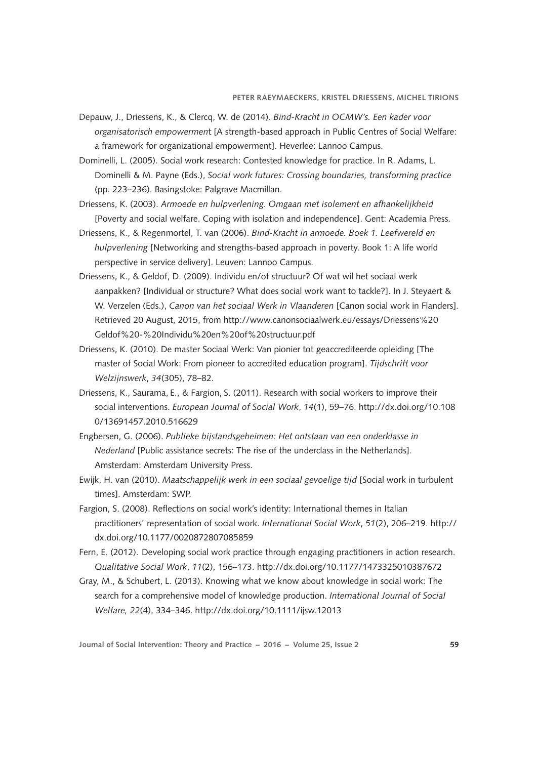Depauw, J., Driessens, K., & Clercq, W. de (2014). *Bind-Kracht in OCMW's. Een kader voor organisatorisch empowerment* [A strength-based approach in Public Centres of Social Welfare: a framework for organizational empowerment]. Heverlee: Lannoo Campus.

Dominelli, L. (2005). Social work research: Contested knowledge for practice. In R. Adams, L. Dominelli & M. Payne (Eds.), *Social work futures: Crossing boundaries, transforming practice* (pp. 223–236). Basingstoke: Palgrave Macmillan.

Driessens, K. (2003). *Armoede en hulpverlening. Omgaan met isolement en afhankelijkheid* [Poverty and social welfare. Coping with isolation and independence]. Gent: Academia Press.

Driessens, K., & Regenmortel, T. van (2006). *Bind-Kracht in armoede. Boek 1. Leefwereld en hulpverlening* [Networking and strengths-based approach in poverty. Book 1: A life world perspective in service delivery]. Leuven: Lannoo Campus.

Driessens, K., & Geldof, D. (2009). Individu en/of structuur? Of wat wil het sociaal werk aanpakken? [Individual or structure? What does social work want to tackle?]. In J. Steyaert & W. Verzelen (Eds.), *Canon van het sociaal Werk in Vlaanderen* [Canon social work in Flanders]. Retrieved 20 August, 2015, from http://www.canonsociaalwerk.eu/essays/Driessens%20Geldof%20-%20Individu%20en%20of%20structuur.pdf

Driessens, K. (2010). De master Sociaal Werk: Van pionier tot geaccrediteerde opleiding [The master of Social Work: From pioneer to accredited education program]. *Tijdschrift voor Welzijnswerk*, *34*(305), 78–82.

Driessens, K., Saurama, E., & Fargion, S. (2011). Research with social workers to improve their social interventions. *European Journal of Social Work*, *14*(1), 59–76. http://dx.doi.org/10.1080/13691457.2010.516629

Engbersen, G. (2006). *Publieke bijstandsgeheimen: Het ontstaan van een onderklasse in Nederland* [Public assistance secrets: The rise of the underclass in the Netherlands]. Amsterdam: Amsterdam University Press.

Ewijk, H. van (2010). *Maatschappelijk werk in een sociaal gevoelige tijd* [Social work in turbulent times]. Amsterdam: SWP.

Fargion, S. (2008). Reflections on social work's identity: International themes in Italian practitioners' representation of social work. *International Social Work*, *51*(2), 206–219. http://dx.doi.org/10.1177/0020872807085859

Fern, E. (2012). Developing social work practice through engaging practitioners in action research. *Qualitative Social Work*, *11*(2), 156–173. http://dx.doi.org/10.1177/1473325010387672

Gray, M., & Schubert, L. (2013). Knowing what we know about knowledge in social work: The search for a comprehensive model of knowledge production. *International Journal of Social Welfare, 22*(4), 334–346. http://dx.doi.org/10.1111/ijsw.12013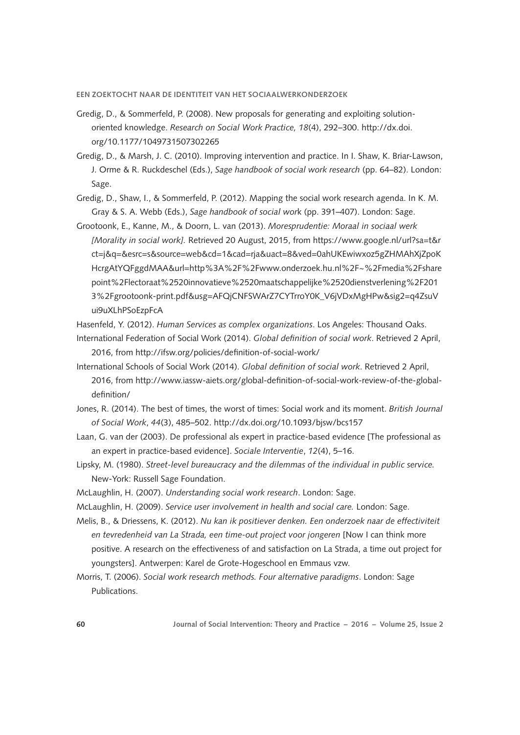Gredig, D., & Sommerfeld, P. (2008). New proposals for generating and exploiting solution-oriented knowledge. *Research on Social Work Practice, 18*(4), 292–300. http://dx.doi.org/10.1177/1049731507302265

Gredig, D., & Marsh, J. C. (2010). Improving intervention and practice. In I. Shaw, K. Briar-Lawson, J. Orme & R. Ruckdeschel (Eds.), *Sage handbook of social work research* (pp. 64–82). London: Sage.

Gredig, D., Shaw, I., & Sommerfeld, P. (2012). Mapping the social work research agenda. In K. M. Gray & S. A. Webb (Eds.), *Sage handbook of social wor*k (pp. 391–407). London: Sage.

Grootoonk, E., Kanne, M., & Doorn, L. van (2013). *Moresprudentie: Moraal in sociaal werk [Morality in social work].* Retrieved 20 August, 2015, from https://www.google.nl/url?sa=t&rct=j&q=&esrc=s&source=web&cd=1&cad=rja&uact=8&ved=0ahUKEwiwxoz5gZHMAhXjZpoKHcrgAtYQFggdMAA&url=http%3A%2F%2Fwww.onderzoek.hu.nl%2F~%2Fmedia%2Fsharepoint%2Flectoraat%2520innovatieve%2520maatschappelijke%2520dienstverlening%2F2013%2Fgrootoonk-print.pdf&usg=AFQjCNFSWArZ7CYTrroY0K_V6jVDxMgHPw&sig2=q4ZsuVui9uXLhPSoEzpFcA

Hasenfeld, Y. (2012). *Human Services as complex organizations*. Los Angeles: Thousand Oaks.

International Federation of Social Work (2014). *Global definition of social work*. Retrieved 2 April, 2016, from http://ifsw.org/policies/definition-of-social-work/

International Schools of Social Work (2014). *Global definition of social work*. Retrieved 2 April, 2016, from http://www.iassw-aiets.org/global-definition-of-social-work-review-of-the-global-definition/

Jones, R. (2014). The best of times, the worst of times: Social work and its moment. *British Journal of Social Work*, *44*(3), 485–502. http://dx.doi.org/10.1093/bjsw/bcs157

Laan, G. van der (2003). De professional als expert in practice-based evidence [The professional as an expert in practice-based evidence]. *Sociale Interventie*, *12*(4), 5–16.

Lipsky, M. (1980). *Street-level bureaucracy and the dilemmas of the individual in public service.* New-York: Russell Sage Foundation.

McLaughlin, H. (2007). *Understanding social work research*. London: Sage.

McLaughlin, H. (2009). *Service user involvement in health and social care.* London: Sage.

Melis, B., & Driessens, K. (2012). *Nu kan ik positiever denken. Een onderzoek naar de effectiviteit en tevredenheid van La Strada, een time-out project voor jongeren* [Now I can think more positive. A research on the effectiveness of and satisfaction on La Strada, a time out project for youngsters]. Antwerpen: Karel de Grote-Hogeschool en Emmaus vzw.

Morris, T. (2006). *Social work research methods. Four alternative paradigms*. London: Sage Publications.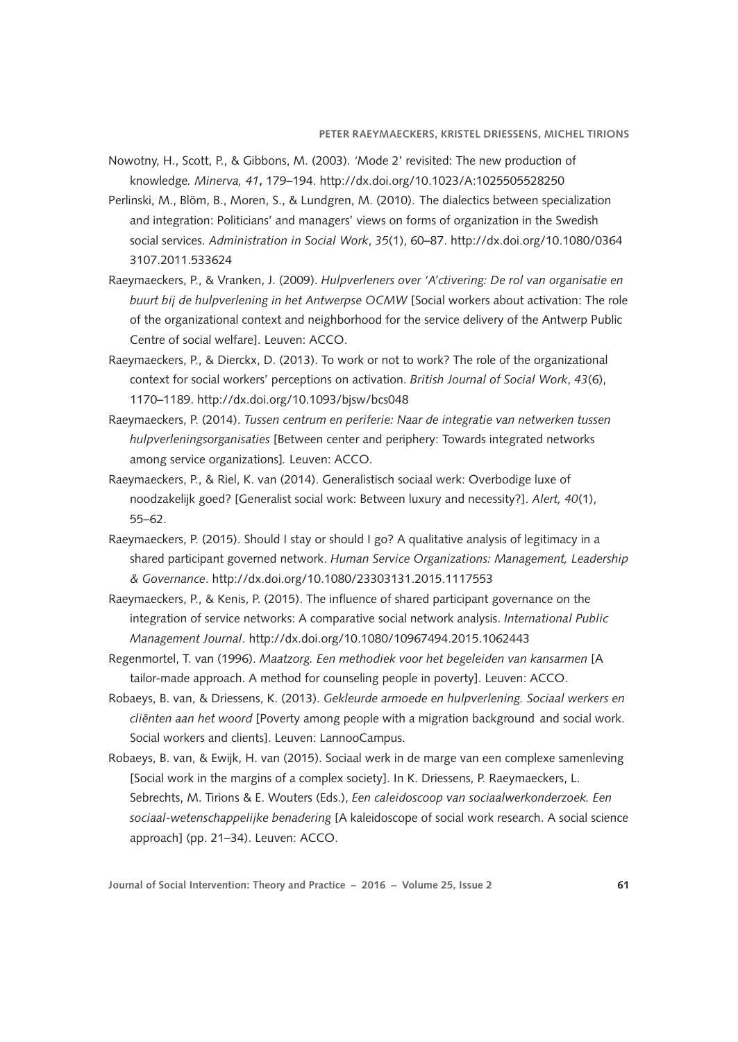Nowotny, H., Scott, P., & Gibbons, M. (2003). 'Mode 2' revisited: The new production of knowledge. *Minerva, 41*, 179–194. http://dx.doi.org/10.1023/A:1025505528250

Perlinski, M., Blöm, B., Moren, S., & Lundgren, M. (2010). The dialectics between specialization and integration: Politicians' and managers' views on forms of organization in the Swedish social services. *Administration in Social Work*, *35*(1), 60–87. http://dx.doi.org/10.1080/03643107.2011.533624

Raeymaeckers, P., & Vranken, J. (2009). *Hulpverleners over 'A'ctivering: De rol van organisatie en buurt bij de hulpverlening in het Antwerpse OCMW* [Social workers about activation: The role of the organizational context and neighborhood for the service delivery of the Antwerp Public Centre of social welfare]. Leuven: ACCO.

Raeymaeckers, P., & Dierckx, D. (2013). To work or not to work? The role of the organizational context for social workers' perceptions on activation. *British Journal of Social Work*, *43*(6), 1170–1189. http://dx.doi.org/10.1093/bjsw/bcs048

Raeymaeckers, P. (2014). *Tussen centrum en periferie: Naar de integratie van netwerken tussen hulpverleningsorganisaties* [Between center and periphery: Towards integrated networks among service organizations]. Leuven: ACCO.

Raeymaeckers, P., & Riel, K. van (2014). Generalistisch sociaal werk: Overbodige luxe of noodzakelijk goed? [Generalist social work: Between luxury and necessity?]. *Alert, 40*(1), 55–62.

Raeymaeckers, P. (2015). Should I stay or should I go? A qualitative analysis of legitimacy in a shared participant governed network. *Human Service Organizations: Management, Leadership & Governance*. http://dx.doi.org/10.1080/23303131.2015.1117553

Raeymaeckers, P., & Kenis, P. (2015). The influence of shared participant governance on the integration of service networks: A comparative social network analysis. *International Public Management Journal*. http://dx.doi.org/10.1080/10967494.2015.1062443

Regenmortel, T. van (1996). *Maatzorg. Een methodiek voor het begeleiden van kansarmen* [A tailor-made approach. A method for counseling people in poverty]. Leuven: ACCO.

Robaeys, B. van, & Driessens, K. (2013). *Gekleurde armoede en hulpverlening. Sociaal werkers en cliënten aan het woord* [Poverty among people with a migration background and social work. Social workers and clients]. Leuven: LannooCampus.

Robaeys, B. van, & Ewijk, H. van (2015). Sociaal werk in de marge van een complexe samenleving [Social work in the margins of a complex society]. In K. Driessens, P. Raeymaeckers, L. Sebrechts, M. Tirions & E. Wouters (Eds.), *Een caleidoscoop van sociaalwerkonderzoek. Een sociaal-wetenschappelijke benadering* [A kaleidoscope of social work research. A social science approach] (pp. 21–34). Leuven: ACCO.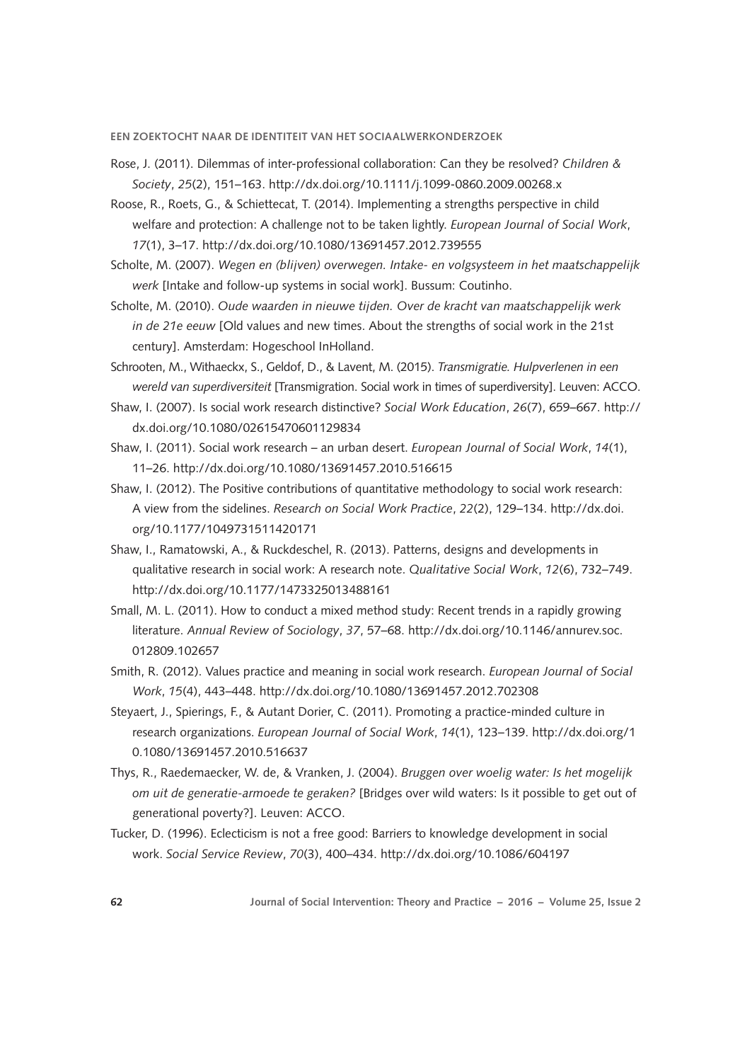Rose, J. (2011). Dilemmas of inter-professional collaboration: Can they be resolved? *Children & Society*, *25*(2), 151–163. http://dx.doi.org/10.1111/j.1099-0860.2009.00268.x

Roose, R., Roets, G., & Schiettecat, T. (2014). Implementing a strengths perspective in child welfare and protection: A challenge not to be taken lightly. *European Journal of Social Work*, *17*(1), 3–17. http://dx.doi.org/10.1080/13691457.2012.739555

Scholte, M. (2007). *Wegen en (blijven) overwegen. Intake- en volgsysteem in het maatschappelijk werk* [Intake and follow-up systems in social work]. Bussum: Coutinho.

Scholte, M. (2010). *Oude waarden in nieuwe tijden. Over de kracht van maatschappelijk werk in de 21e eeuw* [Old values and new times. About the strengths of social work in the 21st century]. Amsterdam: Hogeschool InHolland.

Schrooten, M., Withaeckx, S., Geldof, D., & Lavent, M. (2015). *Transmigratie. Hulpverlenen in een wereld van superdiversiteit* [Transmigration. Social work in times of superdiversity]. Leuven: ACCO.

Shaw, I. (2007). Is social work research distinctive? *Social Work Education*, *26*(7), 659–667. http://dx.doi.org/10.1080/02615470601129834

Shaw, I. (2011). Social work research – an urban desert. *European Journal of Social Work*, *14*(1), 11–26. http://dx.doi.org/10.1080/13691457.2010.516615

Shaw, I. (2012). The Positive contributions of quantitative methodology to social work research: A view from the sidelines. *Research on Social Work Practice*, *22*(2), 129–134. http://dx.doi.org/10.1177/1049731511420171

Shaw, I., Ramatowski, A., & Ruckdeschel, R. (2013). Patterns, designs and developments in qualitative research in social work: A research note. *Qualitative Social Work*, *12*(6), 732–749. http://dx.doi.org/10.1177/1473325013488161

Small, M. L. (2011). How to conduct a mixed method study: Recent trends in a rapidly growing literature. *Annual Review of Sociology*, *37*, 57–68. http://dx.doi.org/10.1146/annurev.soc.012809.102657

Smith, R. (2012). Values practice and meaning in social work research. *European Journal of Social Work*, *15*(4), 443–448. http://dx.doi.org/10.1080/13691457.2012.702308

Steyaert, J., Spierings, F., & Autant Dorier, C. (2011). Promoting a practice-minded culture in research organizations. *European Journal of Social Work*, *14*(1), 123–139. http://dx.doi.org/10.1080/13691457.2010.516637

Thys, R., Raedemaecker, W. de, & Vranken, J. (2004). *Bruggen over woelig water: Is het mogelijk om uit de generatie-armoede te geraken?* [Bridges over wild waters: Is it possible to get out of generational poverty?]. Leuven: ACCO.

Tucker, D. (1996). Eclecticism is not a free good: Barriers to knowledge development in social work. *Social Service Review*, *70*(3), 400–434. http://dx.doi.org/10.1086/604197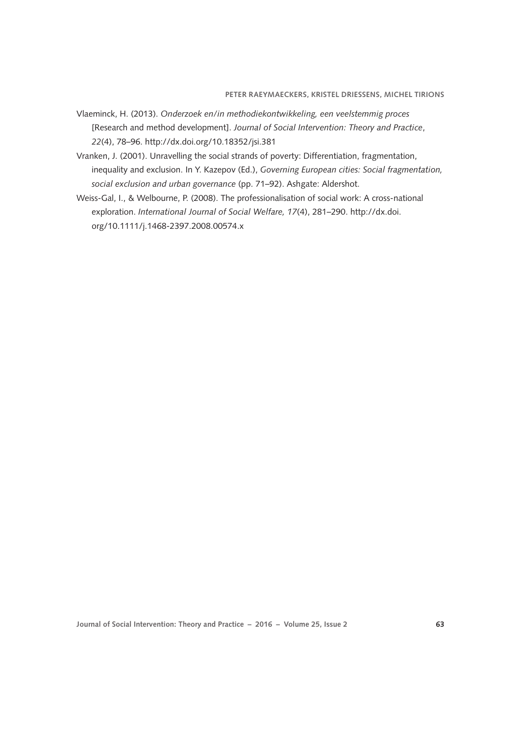Vlaeminck, H. (2013). *Onderzoek en/in methodiekontwikkeling, een veelstemmig proces* [Research and method development]. *Journal of Social Intervention: Theory and Practice*, *22*(4), 78–96. http://dx.doi.org/10.18352/jsi.381

Vranken, J. (2001). Unravelling the social strands of poverty: Differentiation, fragmentation, inequality and exclusion. In Y. Kazepov (Ed.), *Governing European cities: Social fragmentation, social exclusion and urban governance* (pp. 71–92). Ashgate: Aldershot.

Weiss-Gal, I., & Welbourne, P. (2008). The professionalisation of social work: A cross-national exploration. *International Journal of Social Welfare, 17*(4), 281–290. http://dx.doi.org/10.1111/j.1468-2397.2008.00574.x